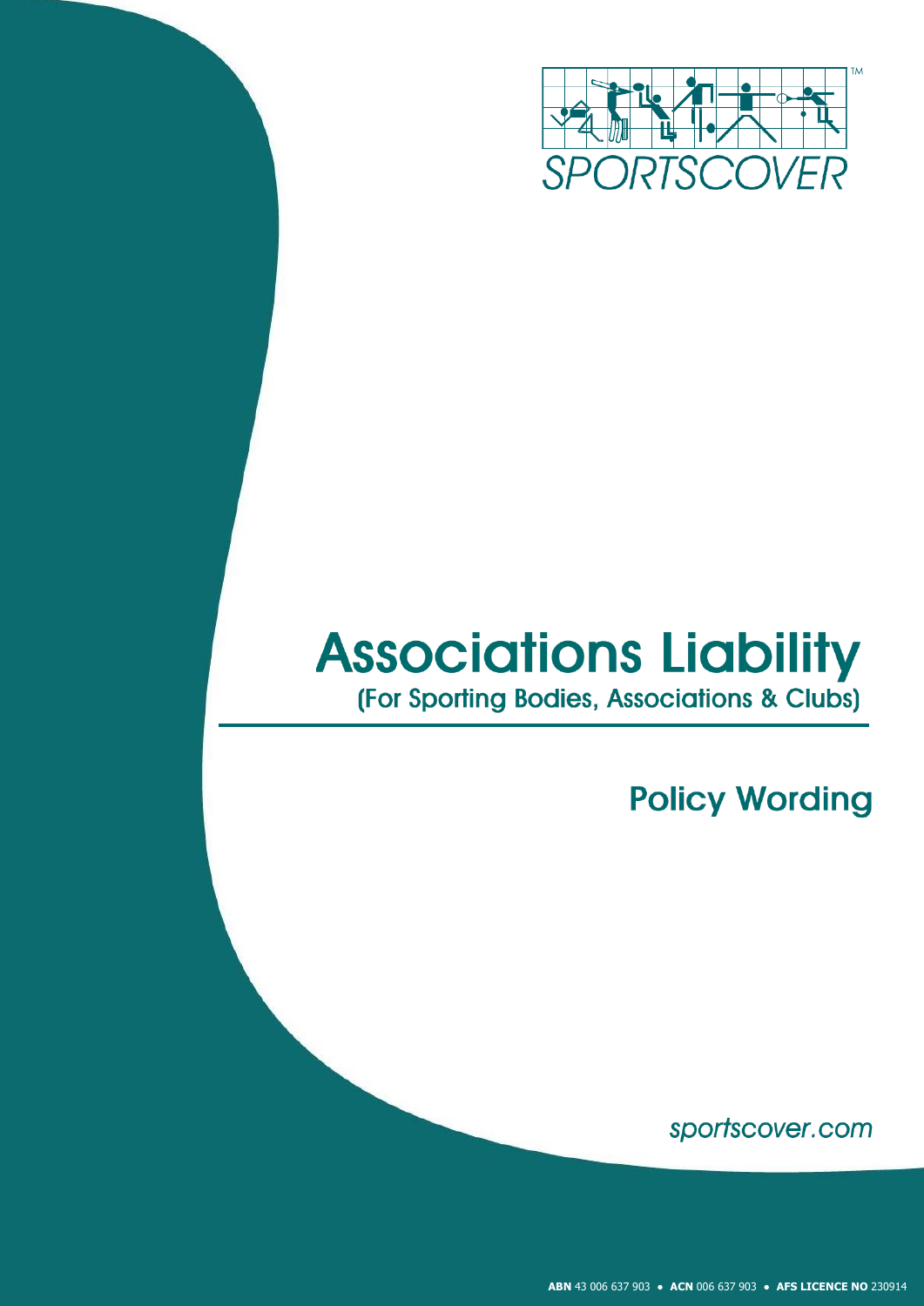SPORTSCOVER™

# Associations Liability

## (For Sporting Bodies, Associations & Clubs)

## Policy Wording

sportscover.com

**ABN** 43 006 637 903 • **ACN** 006 637 903 • **AFS LICENCE NO** 230914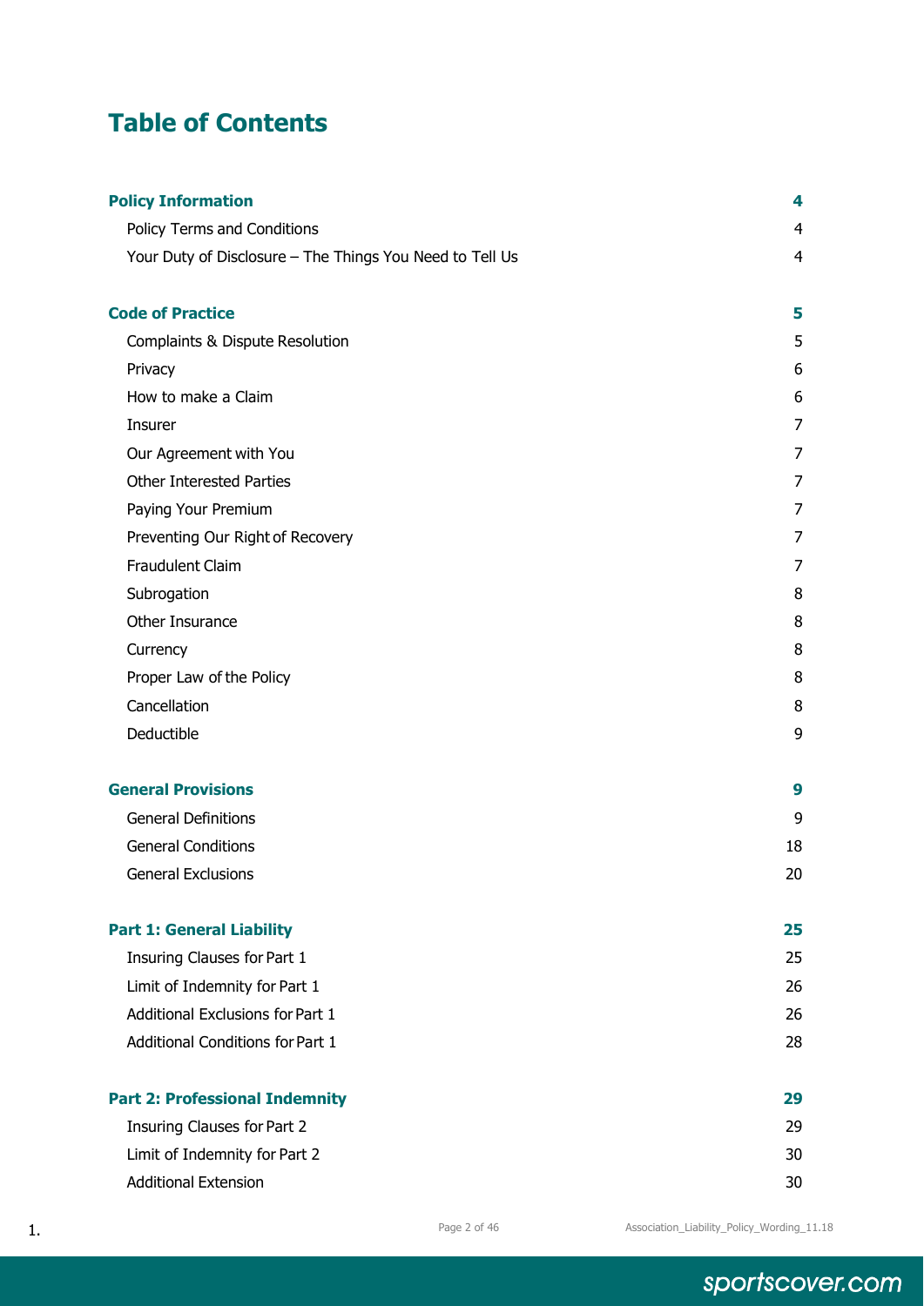# Table of Contents

| | |
|---|---|
| **Policy Information** | **4** |
| Policy Terms and Conditions | 4 |
| Your Duty of Disclosure – The Things You Need to Tell Us | 4 |
| **Code of Practice** | **5** |
| Complaints & Dispute Resolution | 5 |
| Privacy | 6 |
| How to make a Claim | 6 |
| Insurer | 7 |
| Our Agreement with You | 7 |
| Other Interested Parties | 7 |
| Paying Your Premium | 7 |
| Preventing Our Right of Recovery | 7 |
| Fraudulent Claim | 7 |
| Subrogation | 8 |
| Other Insurance | 8 |
| Currency | 8 |
| Proper Law of the Policy | 8 |
| Cancellation | 8 |
| Deductible | 9 |
| **General Provisions** | **9** |
| General Definitions | 9 |
| General Conditions | 18 |
| General Exclusions | 20 |
| **Part 1: General Liability** | **25** |
| Insuring Clauses for Part 1 | 25 |
| Limit of Indemnity for Part 1 | 26 |
| Additional Exclusions for Part 1 | 26 |
| Additional Conditions for Part 1 | 28 |
| **Part 2: Professional Indemnity** | **29** |
| Insuring Clauses for Part 2 | 29 |
| Limit of Indemnity for Part 2 | 30 |
| Additional Extension | 30 |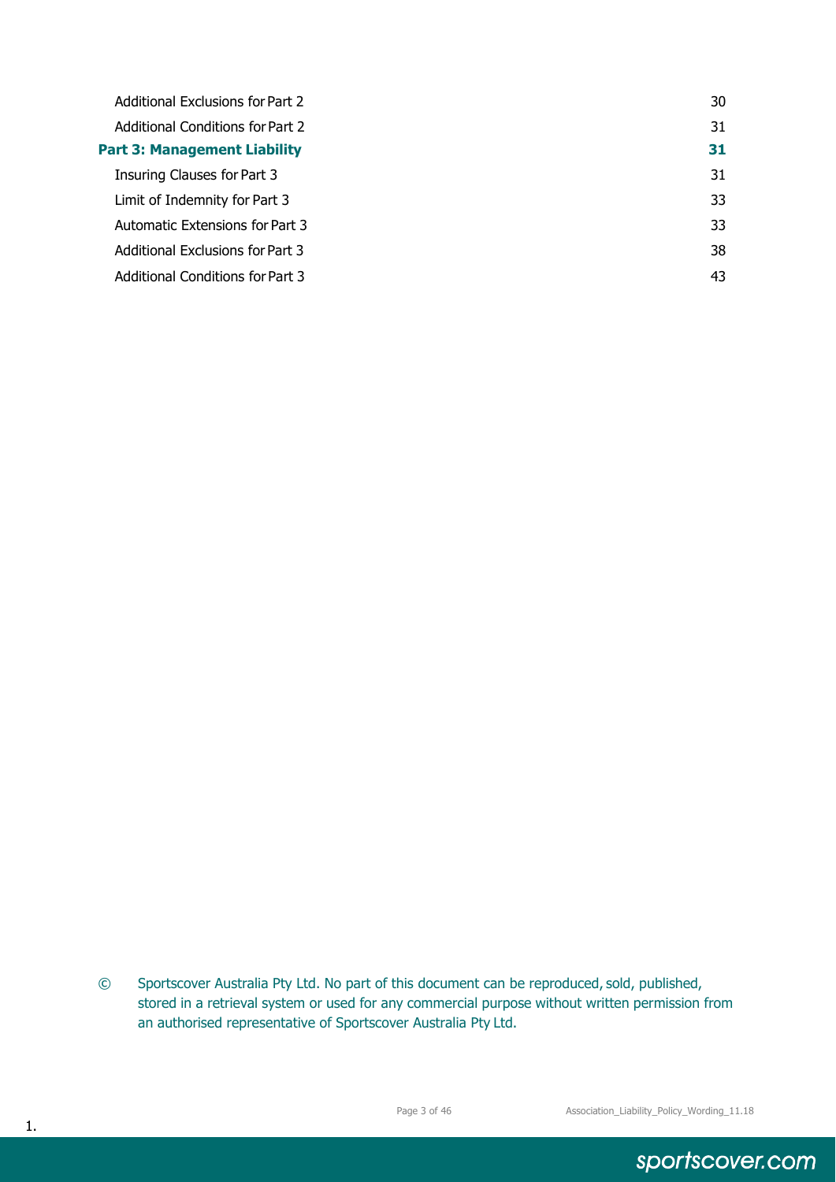| | |
|---|---|
| Additional Exclusions for Part 2 | 30 |
| Additional Conditions for Part 2 | 31 |
| **Part 3: Management Liability** | **31** |
| Insuring Clauses for Part 3 | 31 |
| Limit of Indemnity for Part 3 | 33 |
| Automatic Extensions for Part 3 | 33 |
| Additional Exclusions for Part 3 | 38 |
| Additional Conditions for Part 3 | 43 |

© Sportscover Australia Pty Ltd. No part of this document can be reproduced, sold, published, stored in a retrieval system or used for any commercial purpose without written permission from an authorised representative of Sportscover Australia Pty Ltd.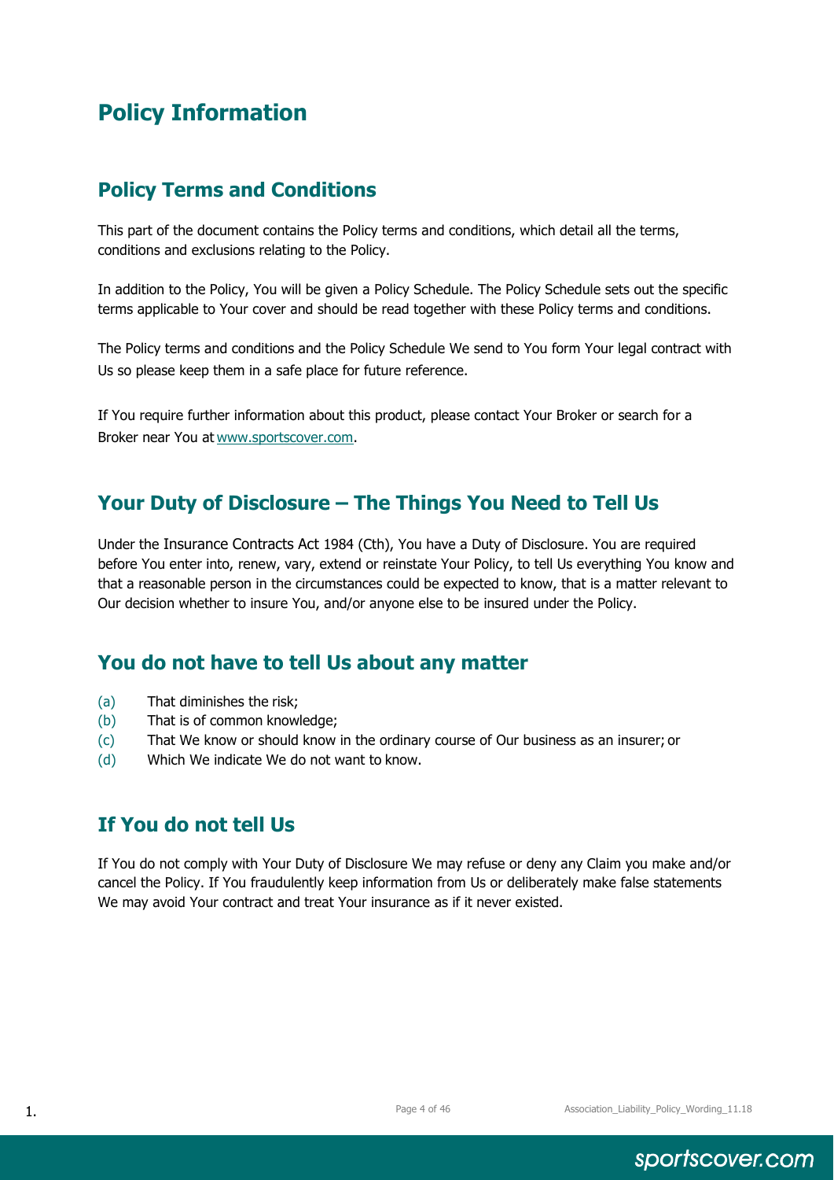# Policy Information

## Policy Terms and Conditions

This part of the document contains the Policy terms and conditions, which detail all the terms, conditions and exclusions relating to the Policy.

In addition to the Policy, You will be given a Policy Schedule. The Policy Schedule sets out the specific terms applicable to Your cover and should be read together with these Policy terms and conditions.

The Policy terms and conditions and the Policy Schedule We send to You form Your legal contract with Us so please keep them in a safe place for future reference.

If You require further information about this product, please contact Your Broker or search for a Broker near You at www.sportscover.com.

## Your Duty of Disclosure – The Things You Need to Tell Us

Under the Insurance Contracts Act 1984 (Cth), You have a Duty of Disclosure. You are required before You enter into, renew, vary, extend or reinstate Your Policy, to tell Us everything You know and that a reasonable person in the circumstances could be expected to know, that is a matter relevant to Our decision whether to insure You, and/or anyone else to be insured under the Policy.

## You do not have to tell Us about any matter

(a) That diminishes the risk;
(b) That is of common knowledge;
(c) That We know or should know in the ordinary course of Our business as an insurer; or
(d) Which We indicate We do not want to know.

## If You do not tell Us

If You do not comply with Your Duty of Disclosure We may refuse or deny any Claim you make and/or cancel the Policy. If You fraudulently keep information from Us or deliberately make false statements We may avoid Your contract and treat Your insurance as if it never existed.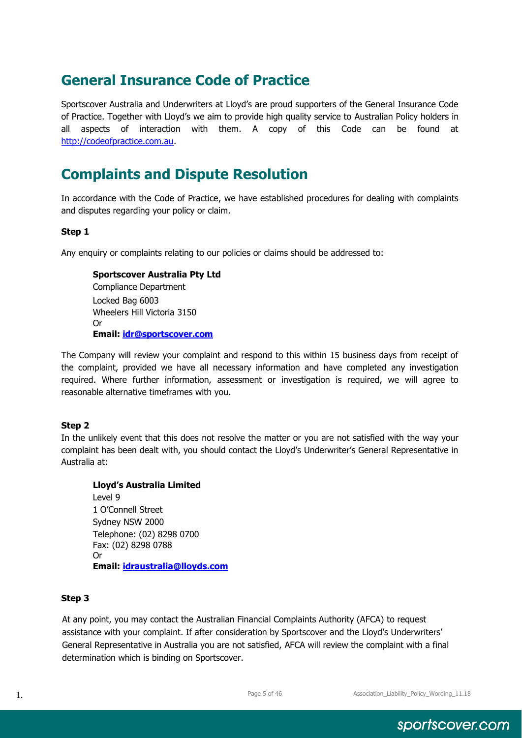## General Insurance Code of Practice

Sportscover Australia and Underwriters at Lloyd's are proud supporters of the General Insurance Code of Practice. Together with Lloyd's we aim to provide high quality service to Australian Policy holders in all aspects of interaction with them. A copy of this Code can be found at http://codeofpractice.com.au.

## Complaints and Dispute Resolution

In accordance with the Code of Practice, we have established procedures for dealing with complaints and disputes regarding your policy or claim.

**Step 1**

Any enquiry or complaints relating to our policies or claims should be addressed to:

> **Sportscover Australia Pty Ltd**
> Compliance Department
> Locked Bag 6003
> Wheelers Hill Victoria 3150
> Or
> **Email: idr@sportscover.com**

The Company will review your complaint and respond to this within 15 business days from receipt of the complaint, provided we have all necessary information and have completed any investigation required. Where further information, assessment or investigation is required, we will agree to reasonable alternative timeframes with you.

**Step 2**

In the unlikely event that this does not resolve the matter or you are not satisfied with the way your complaint has been dealt with, you should contact the Lloyd's Underwriter's General Representative in Australia at:

> **Lloyd's Australia Limited**
> Level 9
> 1 O'Connell Street
> Sydney NSW 2000
> Telephone: (02) 8298 0700
> Fax: (02) 8298 0788
> Or
> **Email: idraustralia@lloyds.com**

**Step 3**

At any point, you may contact the Australian Financial Complaints Authority (AFCA) to request assistance with your complaint. If after consideration by Sportscover and the Lloyd's Underwriters' General Representative in Australia you are not satisfied, AFCA will review the complaint with a final determination which is binding on Sportscover.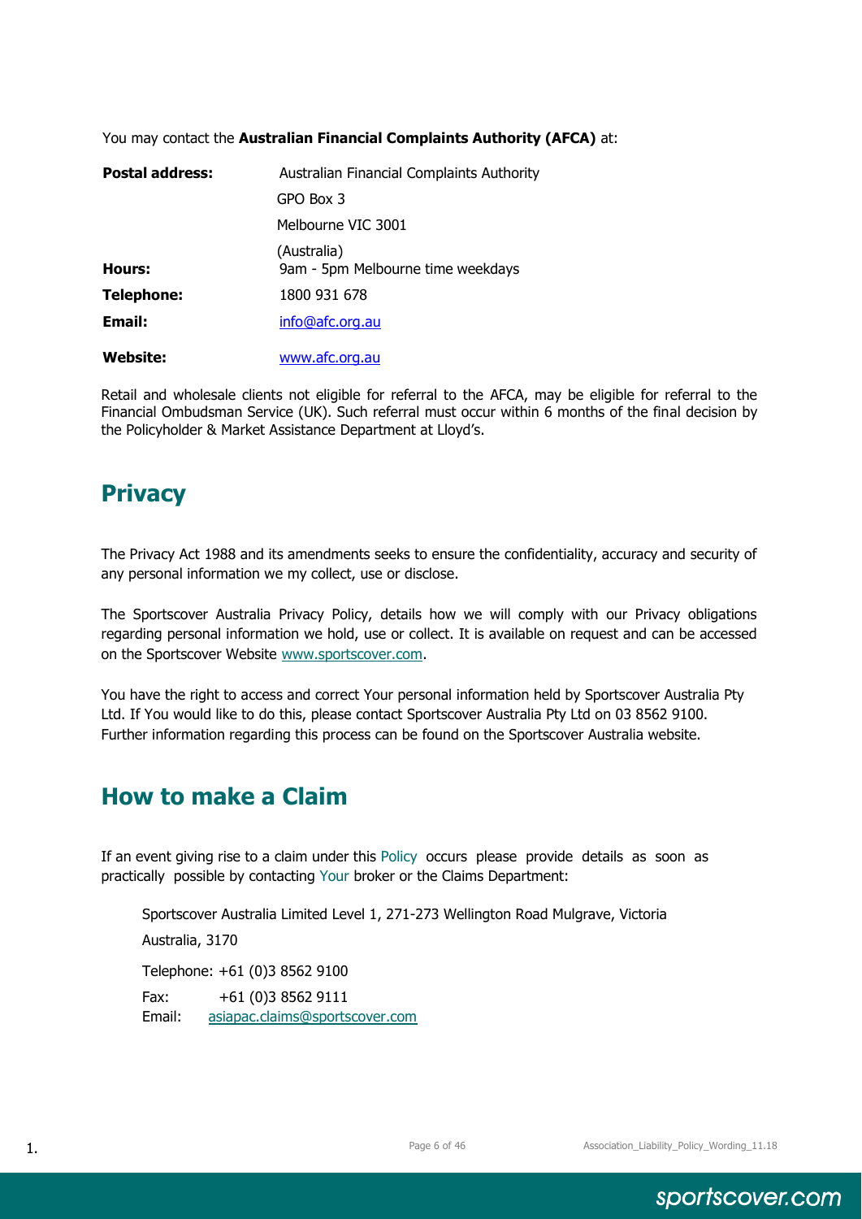You may contact the **Australian Financial Complaints Authority (AFCA)** at:

| | |
|---|---|
| **Postal address:** | Australian Financial Complaints Authority<br>GPO Box 3<br>Melbourne VIC 3001<br>(Australia) |
| **Hours:** | 9am - 5pm Melbourne time weekdays |
| **Telephone:** | 1800 931 678 |
| **Email:** | info@afc.org.au |
| **Website:** | www.afc.org.au |

Retail and wholesale clients not eligible for referral to the AFCA, may be eligible for referral to the Financial Ombudsman Service (UK). Such referral must occur within 6 months of the final decision by the Policyholder & Market Assistance Department at Lloyd's.

## Privacy

The Privacy Act 1988 and its amendments seeks to ensure the confidentiality, accuracy and security of any personal information we my collect, use or disclose.

The Sportscover Australia Privacy Policy, details how we will comply with our Privacy obligations regarding personal information we hold, use or collect. It is available on request and can be accessed on the Sportscover Website www.sportscover.com.

You have the right to access and correct Your personal information held by Sportscover Australia Pty Ltd. If You would like to do this, please contact Sportscover Australia Pty Ltd on 03 8562 9100. Further information regarding this process can be found on the Sportscover Australia website.

## How to make a Claim

If an event giving rise to a claim under this Policy occurs please provide details as soon as practically possible by contacting Your broker or the Claims Department:

Sportscover Australia Limited Level 1, 271-273 Wellington Road Mulgrave, Victoria Australia, 3170

Telephone: +61 (0)3 8562 9100

Fax: +61 (0)3 8562 9111

Email: asiapac.claims@sportscover.com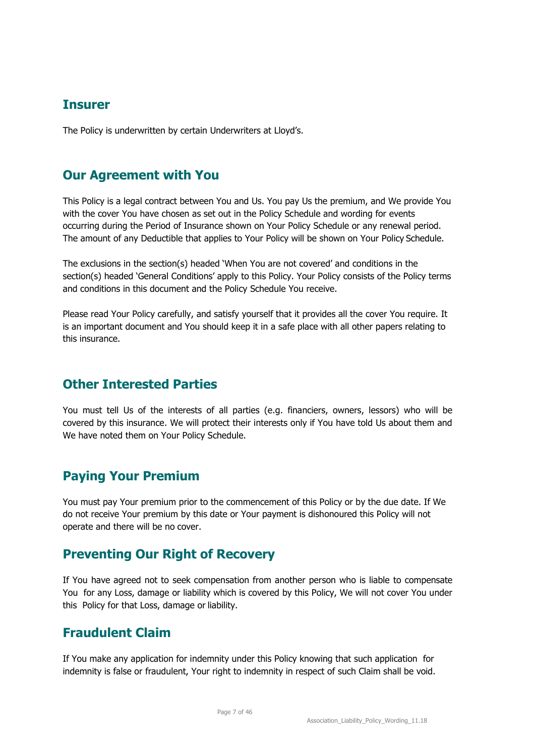## Insurer

The Policy is underwritten by certain Underwriters at Lloyd's.

## Our Agreement with You

This Policy is a legal contract between You and Us. You pay Us the premium, and We provide You with the cover You have chosen as set out in the Policy Schedule and wording for events occurring during the Period of Insurance shown on Your Policy Schedule or any renewal period. The amount of any Deductible that applies to Your Policy will be shown on Your Policy Schedule.

The exclusions in the section(s) headed 'When You are not covered' and conditions in the section(s) headed 'General Conditions' apply to this Policy. Your Policy consists of the Policy terms and conditions in this document and the Policy Schedule You receive.

Please read Your Policy carefully, and satisfy yourself that it provides all the cover You require. It is an important document and You should keep it in a safe place with all other papers relating to this insurance.

## Other Interested Parties

You must tell Us of the interests of all parties (e.g. financiers, owners, lessors) who will be covered by this insurance. We will protect their interests only if You have told Us about them and We have noted them on Your Policy Schedule.

## Paying Your Premium

You must pay Your premium prior to the commencement of this Policy or by the due date. If We do not receive Your premium by this date or Your payment is dishonoured this Policy will not operate and there will be no cover.

## Preventing Our Right of Recovery

If You have agreed not to seek compensation from another person who is liable to compensate You for any Loss, damage or liability which is covered by this Policy, We will not cover You under this Policy for that Loss, damage or liability.

## Fraudulent Claim

If You make any application for indemnity under this Policy knowing that such application for indemnity is false or fraudulent, Your right to indemnity in respect of such Claim shall be void.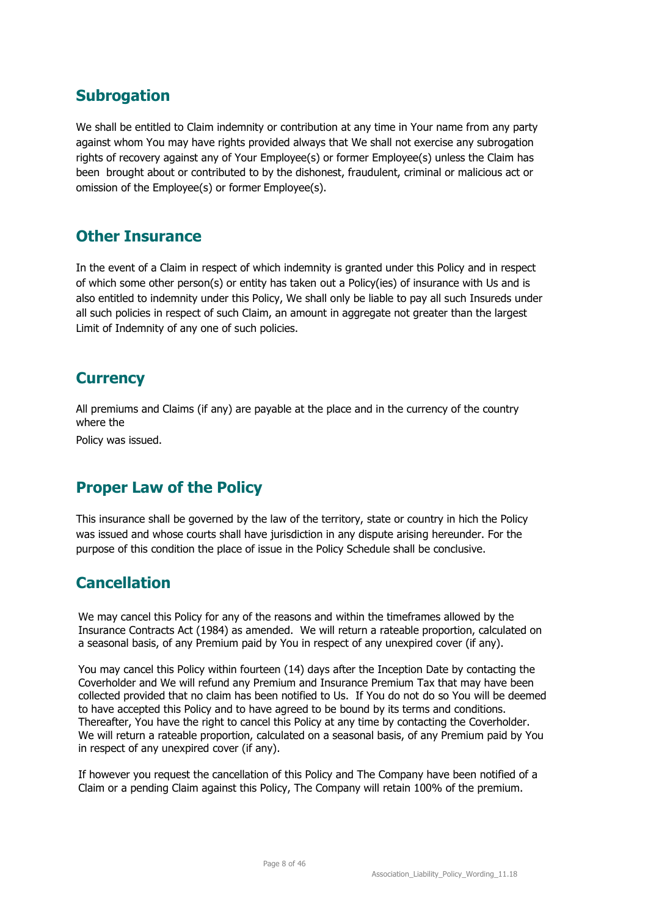## Subrogation

We shall be entitled to Claim indemnity or contribution at any time in Your name from any party against whom You may have rights provided always that We shall not exercise any subrogation rights of recovery against any of Your Employee(s) or former Employee(s) unless the Claim has been brought about or contributed to by the dishonest, fraudulent, criminal or malicious act or omission of the Employee(s) or former Employee(s).

## Other Insurance

In the event of a Claim in respect of which indemnity is granted under this Policy and in respect of which some other person(s) or entity has taken out a Policy(ies) of insurance with Us and is also entitled to indemnity under this Policy, We shall only be liable to pay all such Insureds under all such policies in respect of such Claim, an amount in aggregate not greater than the largest Limit of Indemnity of any one of such policies.

## Currency

All premiums and Claims (if any) are payable at the place and in the currency of the country where the

Policy was issued.

## Proper Law of the Policy

This insurance shall be governed by the law of the territory, state or country in hich the Policy was issued and whose courts shall have jurisdiction in any dispute arising hereunder. For the purpose of this condition the place of issue in the Policy Schedule shall be conclusive.

## Cancellation

We may cancel this Policy for any of the reasons and within the timeframes allowed by the Insurance Contracts Act (1984) as amended. We will return a rateable proportion, calculated on a seasonal basis, of any Premium paid by You in respect of any unexpired cover (if any).

You may cancel this Policy within fourteen (14) days after the Inception Date by contacting the Coverholder and We will refund any Premium and Insurance Premium Tax that may have been collected provided that no claim has been notified to Us. If You do not do so You will be deemed to have accepted this Policy and to have agreed to be bound by its terms and conditions. Thereafter, You have the right to cancel this Policy at any time by contacting the Coverholder. We will return a rateable proportion, calculated on a seasonal basis, of any Premium paid by You in respect of any unexpired cover (if any).

If however you request the cancellation of this Policy and The Company have been notified of a Claim or a pending Claim against this Policy, The Company will retain 100% of the premium.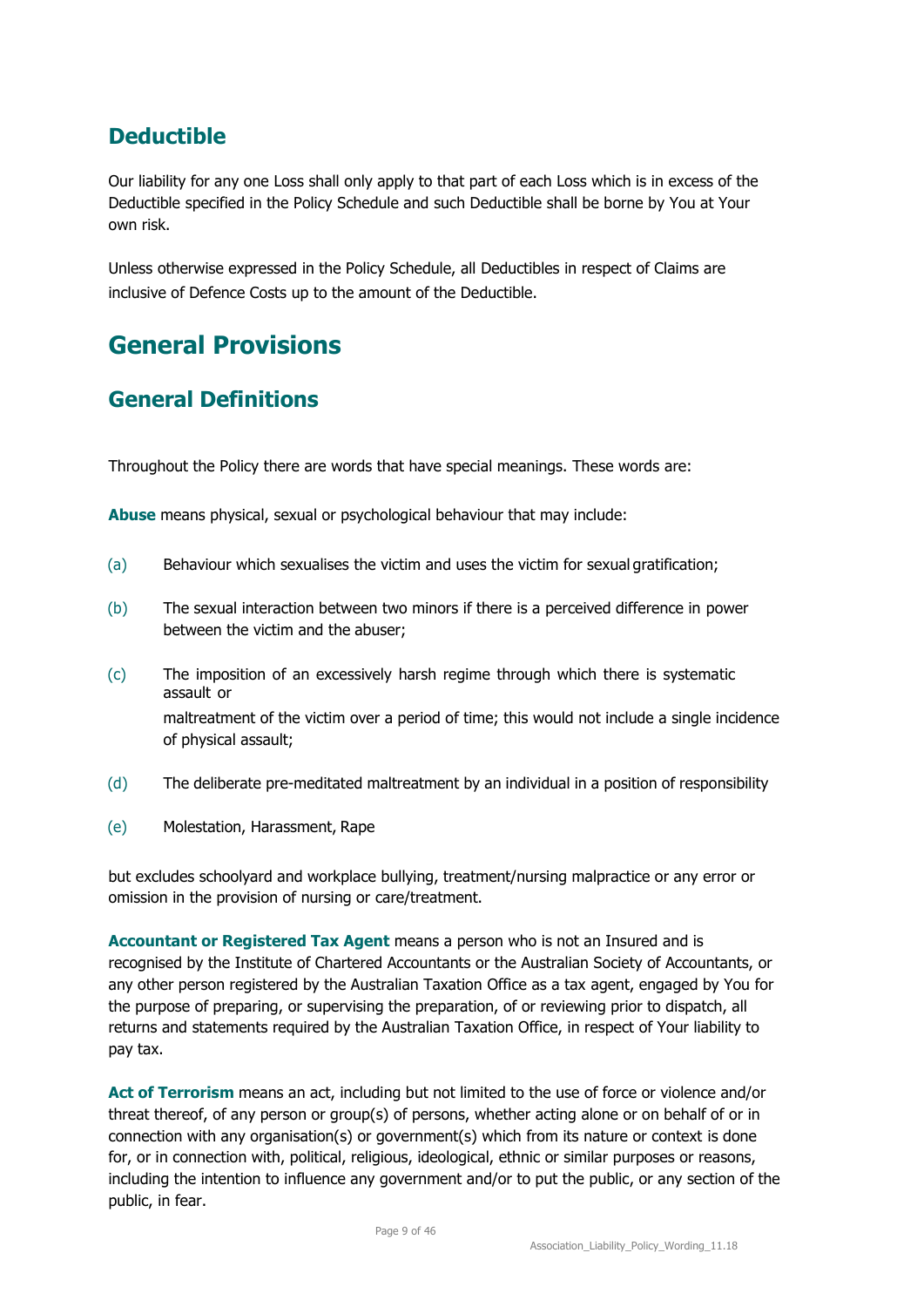## Deductible

Our liability for any one Loss shall only apply to that part of each Loss which is in excess of the Deductible specified in the Policy Schedule and such Deductible shall be borne by You at Your own risk.

Unless otherwise expressed in the Policy Schedule, all Deductibles in respect of Claims are inclusive of Defence Costs up to the amount of the Deductible.

# General Provisions

## General Definitions

Throughout the Policy there are words that have special meanings. These words are:

**Abuse** means physical, sexual or psychological behaviour that may include:

(a) Behaviour which sexualises the victim and uses the victim for sexual gratification;

(b) The sexual interaction between two minors if there is a perceived difference in power between the victim and the abuser;

(c) The imposition of an excessively harsh regime through which there is systematic assault or maltreatment of the victim over a period of time; this would not include a single incidence of physical assault;

(d) The deliberate pre-meditated maltreatment by an individual in a position of responsibility

(e) Molestation, Harassment, Rape

but excludes schoolyard and workplace bullying, treatment/nursing malpractice or any error or omission in the provision of nursing or care/treatment.

**Accountant or Registered Tax Agent** means a person who is not an Insured and is recognised by the Institute of Chartered Accountants or the Australian Society of Accountants, or any other person registered by the Australian Taxation Office as a tax agent, engaged by You for the purpose of preparing, or supervising the preparation, of or reviewing prior to dispatch, all returns and statements required by the Australian Taxation Office, in respect of Your liability to pay tax.

**Act of Terrorism** means an act, including but not limited to the use of force or violence and/or threat thereof, of any person or group(s) of persons, whether acting alone or on behalf of or in connection with any organisation(s) or government(s) which from its nature or context is done for, or in connection with, political, religious, ideological, ethnic or similar purposes or reasons, including the intention to influence any government and/or to put the public, or any section of the public, in fear.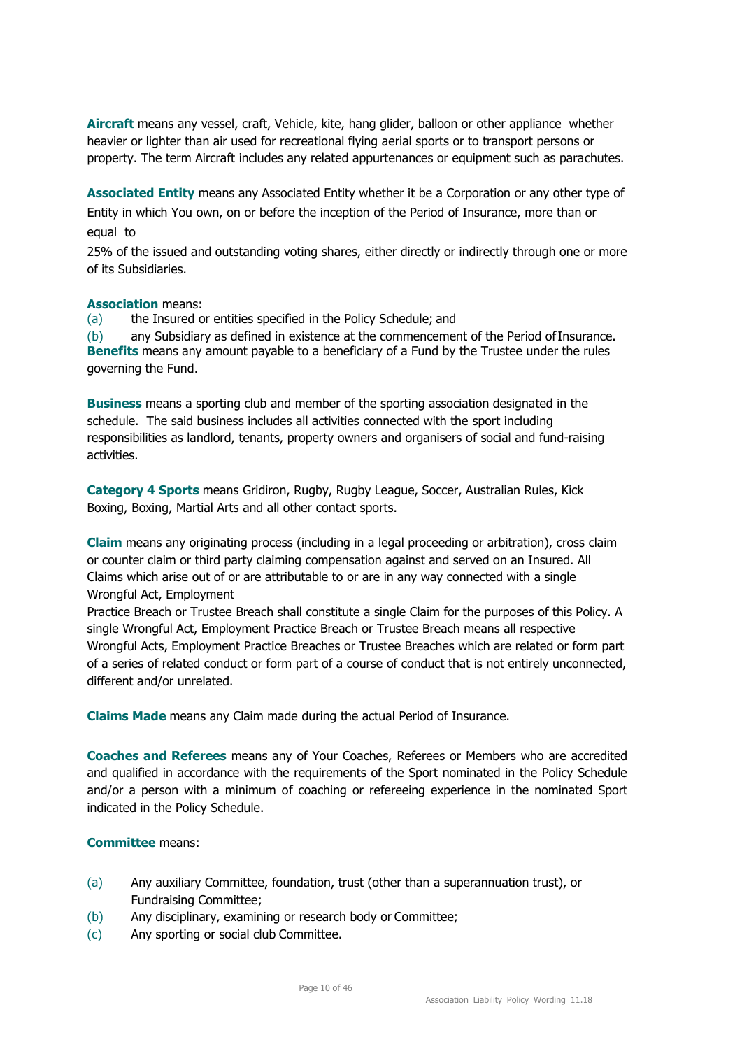**Aircraft** means any vessel, craft, Vehicle, kite, hang glider, balloon or other appliance whether heavier or lighter than air used for recreational flying aerial sports or to transport persons or property. The term Aircraft includes any related appurtenances or equipment such as parachutes.

**Associated Entity** means any Associated Entity whether it be a Corporation or any other type of Entity in which You own, on or before the inception of the Period of Insurance, more than or equal to

25% of the issued and outstanding voting shares, either directly or indirectly through one or more of its Subsidiaries.

**Association** means:

(a) the Insured or entities specified in the Policy Schedule; and

(b) any Subsidiary as defined in existence at the commencement of the Period of Insurance.

**Benefits** means any amount payable to a beneficiary of a Fund by the Trustee under the rules governing the Fund.

**Business** means a sporting club and member of the sporting association designated in the schedule. The said business includes all activities connected with the sport including responsibilities as landlord, tenants, property owners and organisers of social and fund-raising activities.

**Category 4 Sports** means Gridiron, Rugby, Rugby League, Soccer, Australian Rules, Kick Boxing, Boxing, Martial Arts and all other contact sports.

**Claim** means any originating process (including in a legal proceeding or arbitration), cross claim or counter claim or third party claiming compensation against and served on an Insured. All Claims which arise out of or are attributable to or are in any way connected with a single Wrongful Act, Employment Practice Breach or Trustee Breach shall constitute a single Claim for the purposes of this Policy. A single Wrongful Act, Employment Practice Breach or Trustee Breach means all respective Wrongful Acts, Employment Practice Breaches or Trustee Breaches which are related or form part of a series of related conduct or form part of a course of conduct that is not entirely unconnected, different and/or unrelated.

**Claims Made** means any Claim made during the actual Period of Insurance.

**Coaches and Referees** means any of Your Coaches, Referees or Members who are accredited and qualified in accordance with the requirements of the Sport nominated in the Policy Schedule and/or a person with a minimum of coaching or refereeing experience in the nominated Sport indicated in the Policy Schedule.

**Committee** means:

(a) Any auxiliary Committee, foundation, trust (other than a superannuation trust), or Fundraising Committee;
(b) Any disciplinary, examining or research body or Committee;
(c) Any sporting or social club Committee.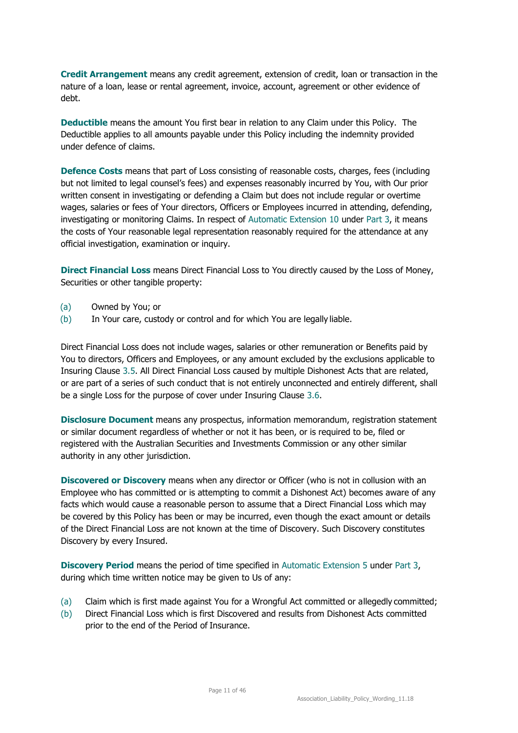**Credit Arrangement** means any credit agreement, extension of credit, loan or transaction in the nature of a loan, lease or rental agreement, invoice, account, agreement or other evidence of debt.

**Deductible** means the amount You first bear in relation to any Claim under this Policy. The Deductible applies to all amounts payable under this Policy including the indemnity provided under defence of claims.

**Defence Costs** means that part of Loss consisting of reasonable costs, charges, fees (including but not limited to legal counsel's fees) and expenses reasonably incurred by You, with Our prior written consent in investigating or defending a Claim but does not include regular or overtime wages, salaries or fees of Your directors, Officers or Employees incurred in attending, defending, investigating or monitoring Claims. In respect of Automatic Extension 10 under Part 3, it means the costs of Your reasonable legal representation reasonably required for the attendance at any official investigation, examination or inquiry.

**Direct Financial Loss** means Direct Financial Loss to You directly caused by the Loss of Money, Securities or other tangible property:

(a) Owned by You; or
(b) In Your care, custody or control and for which You are legally liable.

Direct Financial Loss does not include wages, salaries or other remuneration or Benefits paid by You to directors, Officers and Employees, or any amount excluded by the exclusions applicable to Insuring Clause 3.5. All Direct Financial Loss caused by multiple Dishonest Acts that are related, or are part of a series of such conduct that is not entirely unconnected and entirely different, shall be a single Loss for the purpose of cover under Insuring Clause 3.6.

**Disclosure Document** means any prospectus, information memorandum, registration statement or similar document regardless of whether or not it has been, or is required to be, filed or registered with the Australian Securities and Investments Commission or any other similar authority in any other jurisdiction.

**Discovered or Discovery** means when any director or Officer (who is not in collusion with an Employee who has committed or is attempting to commit a Dishonest Act) becomes aware of any facts which would cause a reasonable person to assume that a Direct Financial Loss which may be covered by this Policy has been or may be incurred, even though the exact amount or details of the Direct Financial Loss are not known at the time of Discovery. Such Discovery constitutes Discovery by every Insured.

**Discovery Period** means the period of time specified in Automatic Extension 5 under Part 3, during which time written notice may be given to Us of any:

(a) Claim which is first made against You for a Wrongful Act committed or allegedly committed;
(b) Direct Financial Loss which is first Discovered and results from Dishonest Acts committed prior to the end of the Period of Insurance.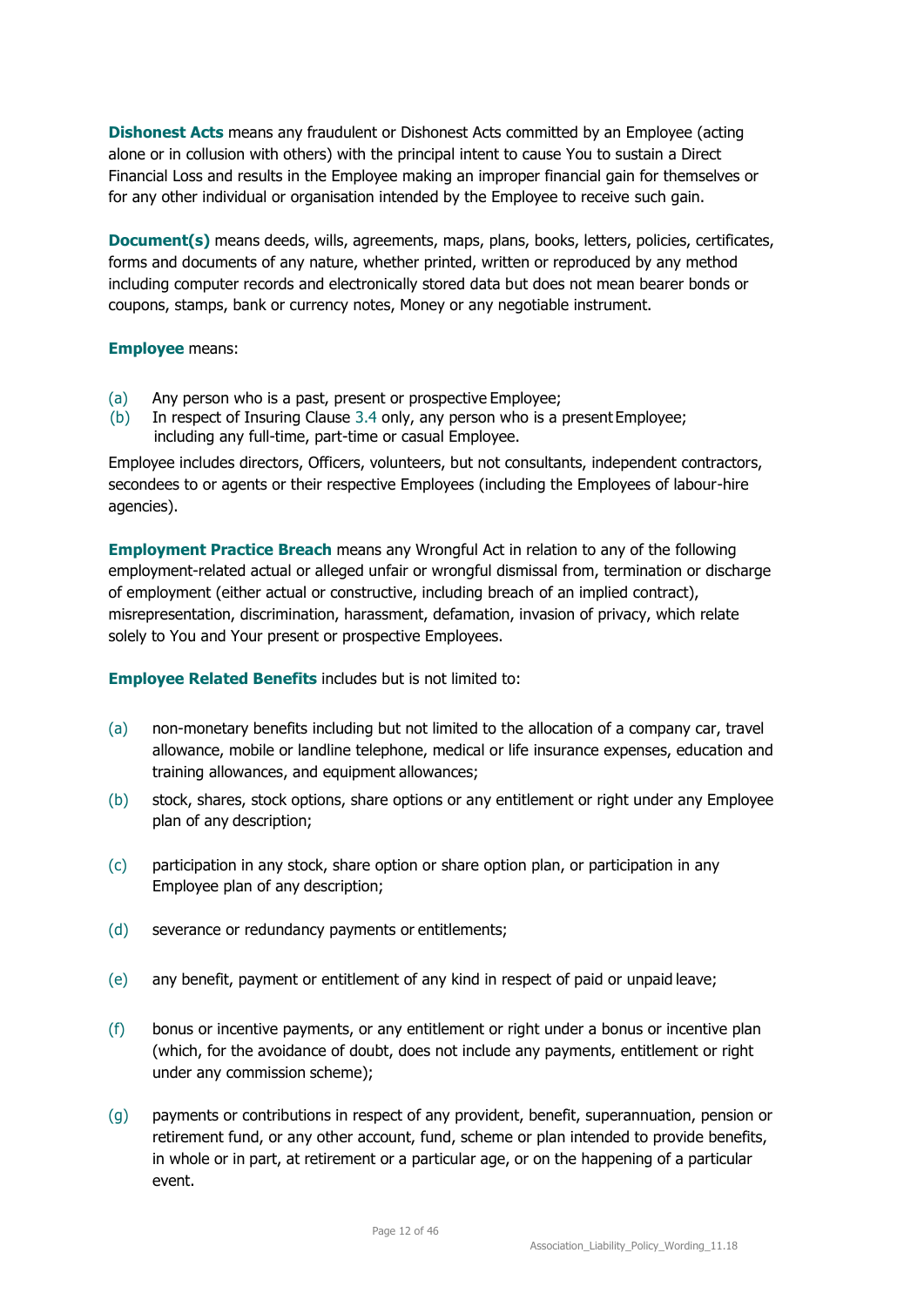**Dishonest Acts** means any fraudulent or Dishonest Acts committed by an Employee (acting alone or in collusion with others) with the principal intent to cause You to sustain a Direct Financial Loss and results in the Employee making an improper financial gain for themselves or for any other individual or organisation intended by the Employee to receive such gain.

**Document(s)** means deeds, wills, agreements, maps, plans, books, letters, policies, certificates, forms and documents of any nature, whether printed, written or reproduced by any method including computer records and electronically stored data but does not mean bearer bonds or coupons, stamps, bank or currency notes, Money or any negotiable instrument.

**Employee** means:

(a) Any person who is a past, present or prospective Employee;
(b) In respect of Insuring Clause 3.4 only, any person who is a present Employee; including any full-time, part-time or casual Employee.

Employee includes directors, Officers, volunteers, but not consultants, independent contractors, secondees to or agents or their respective Employees (including the Employees of labour-hire agencies).

**Employment Practice Breach** means any Wrongful Act in relation to any of the following employment-related actual or alleged unfair or wrongful dismissal from, termination or discharge of employment (either actual or constructive, including breach of an implied contract), misrepresentation, discrimination, harassment, defamation, invasion of privacy, which relate solely to You and Your present or prospective Employees.

**Employee Related Benefits** includes but is not limited to:

(a) non-monetary benefits including but not limited to the allocation of a company car, travel allowance, mobile or landline telephone, medical or life insurance expenses, education and training allowances, and equipment allowances;

(b) stock, shares, stock options, share options or any entitlement or right under any Employee plan of any description;

(c) participation in any stock, share option or share option plan, or participation in any Employee plan of any description;

(d) severance or redundancy payments or entitlements;

(e) any benefit, payment or entitlement of any kind in respect of paid or unpaid leave;

(f) bonus or incentive payments, or any entitlement or right under a bonus or incentive plan (which, for the avoidance of doubt, does not include any payments, entitlement or right under any commission scheme);

(g) payments or contributions in respect of any provident, benefit, superannuation, pension or retirement fund, or any other account, fund, scheme or plan intended to provide benefits, in whole or in part, at retirement or a particular age, or on the happening of a particular event.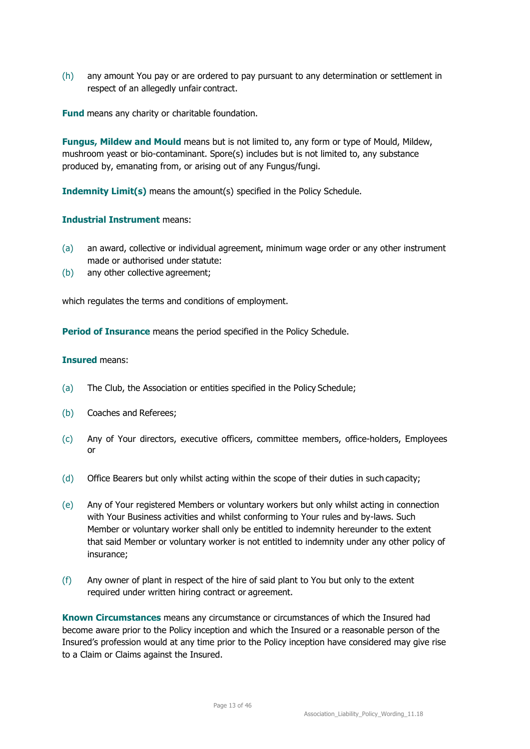(h) any amount You pay or are ordered to pay pursuant to any determination or settlement in respect of an allegedly unfair contract.

**Fund** means any charity or charitable foundation.

**Fungus, Mildew and Mould** means but is not limited to, any form or type of Mould, Mildew, mushroom yeast or bio-contaminant. Spore(s) includes but is not limited to, any substance produced by, emanating from, or arising out of any Fungus/fungi.

**Indemnity Limit(s)** means the amount(s) specified in the Policy Schedule.

**Industrial Instrument** means:

(a) an award, collective or individual agreement, minimum wage order or any other instrument made or authorised under statute:
(b) any other collective agreement;

which regulates the terms and conditions of employment.

**Period of Insurance** means the period specified in the Policy Schedule.

**Insured** means:

(a) The Club, the Association or entities specified in the Policy Schedule;

(b) Coaches and Referees;

(c) Any of Your directors, executive officers, committee members, office-holders, Employees or

(d) Office Bearers but only whilst acting within the scope of their duties in such capacity;

(e) Any of Your registered Members or voluntary workers but only whilst acting in connection with Your Business activities and whilst conforming to Your rules and by-laws. Such Member or voluntary worker shall only be entitled to indemnity hereunder to the extent that said Member or voluntary worker is not entitled to indemnity under any other policy of insurance;

(f) Any owner of plant in respect of the hire of said plant to You but only to the extent required under written hiring contract or agreement.

**Known Circumstances** means any circumstance or circumstances of which the Insured had become aware prior to the Policy inception and which the Insured or a reasonable person of the Insured's profession would at any time prior to the Policy inception have considered may give rise to a Claim or Claims against the Insured.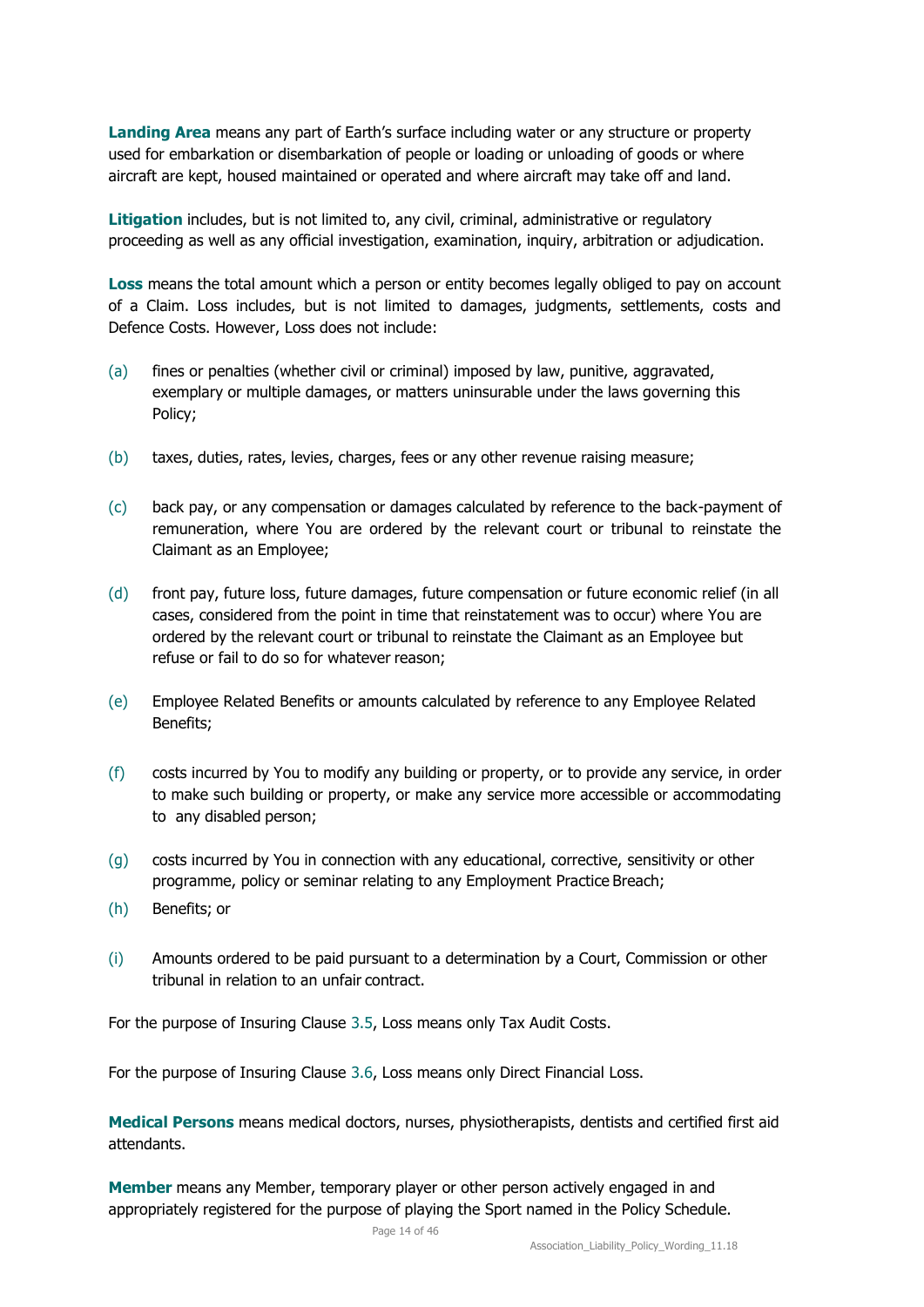**Landing Area** means any part of Earth's surface including water or any structure or property used for embarkation or disembarkation of people or loading or unloading of goods or where aircraft are kept, housed maintained or operated and where aircraft may take off and land.

**Litigation** includes, but is not limited to, any civil, criminal, administrative or regulatory proceeding as well as any official investigation, examination, inquiry, arbitration or adjudication.

**Loss** means the total amount which a person or entity becomes legally obliged to pay on account of a Claim. Loss includes, but is not limited to damages, judgments, settlements, costs and Defence Costs. However, Loss does not include:

(a) fines or penalties (whether civil or criminal) imposed by law, punitive, aggravated, exemplary or multiple damages, or matters uninsurable under the laws governing this Policy;

(b) taxes, duties, rates, levies, charges, fees or any other revenue raising measure;

(c) back pay, or any compensation or damages calculated by reference to the back-payment of remuneration, where You are ordered by the relevant court or tribunal to reinstate the Claimant as an Employee;

(d) front pay, future loss, future damages, future compensation or future economic relief (in all cases, considered from the point in time that reinstatement was to occur) where You are ordered by the relevant court or tribunal to reinstate the Claimant as an Employee but refuse or fail to do so for whatever reason;

(e) Employee Related Benefits or amounts calculated by reference to any Employee Related Benefits;

(f) costs incurred by You to modify any building or property, or to provide any service, in order to make such building or property, or make any service more accessible or accommodating to any disabled person;

(g) costs incurred by You in connection with any educational, corrective, sensitivity or other programme, policy or seminar relating to any Employment Practice Breach;

(h) Benefits; or

(i) Amounts ordered to be paid pursuant to a determination by a Court, Commission or other tribunal in relation to an unfair contract.

For the purpose of Insuring Clause 3.5, Loss means only Tax Audit Costs.

For the purpose of Insuring Clause 3.6, Loss means only Direct Financial Loss.

**Medical Persons** means medical doctors, nurses, physiotherapists, dentists and certified first aid attendants.

**Member** means any Member, temporary player or other person actively engaged in and appropriately registered for the purpose of playing the Sport named in the Policy Schedule.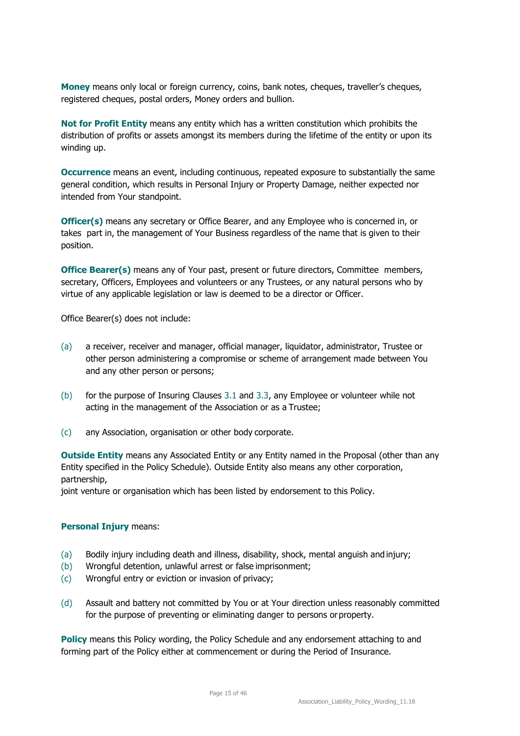**Money** means only local or foreign currency, coins, bank notes, cheques, traveller's cheques, registered cheques, postal orders, Money orders and bullion.

**Not for Profit Entity** means any entity which has a written constitution which prohibits the distribution of profits or assets amongst its members during the lifetime of the entity or upon its winding up.

**Occurrence** means an event, including continuous, repeated exposure to substantially the same general condition, which results in Personal Injury or Property Damage, neither expected nor intended from Your standpoint.

**Officer(s)** means any secretary or Office Bearer, and any Employee who is concerned in, or takes part in, the management of Your Business regardless of the name that is given to their position.

**Office Bearer(s)** means any of Your past, present or future directors, Committee members, secretary, Officers, Employees and volunteers or any Trustees, or any natural persons who by virtue of any applicable legislation or law is deemed to be a director or Officer.

Office Bearer(s) does not include:

(a) a receiver, receiver and manager, official manager, liquidator, administrator, Trustee or other person administering a compromise or scheme of arrangement made between You and any other person or persons;

(b) for the purpose of Insuring Clauses 3.1 and 3.3, any Employee or volunteer while not acting in the management of the Association or as a Trustee;

(c) any Association, organisation or other body corporate.

**Outside Entity** means any Associated Entity or any Entity named in the Proposal (other than any Entity specified in the Policy Schedule). Outside Entity also means any other corporation, partnership,
joint venture or organisation which has been listed by endorsement to this Policy.

**Personal Injury** means:

(a) Bodily injury including death and illness, disability, shock, mental anguish and injury;
(b) Wrongful detention, unlawful arrest or false imprisonment;
(c) Wrongful entry or eviction or invasion of privacy;

(d) Assault and battery not committed by You or at Your direction unless reasonably committed for the purpose of preventing or eliminating danger to persons or property.

**Policy** means this Policy wording, the Policy Schedule and any endorsement attaching to and forming part of the Policy either at commencement or during the Period of Insurance.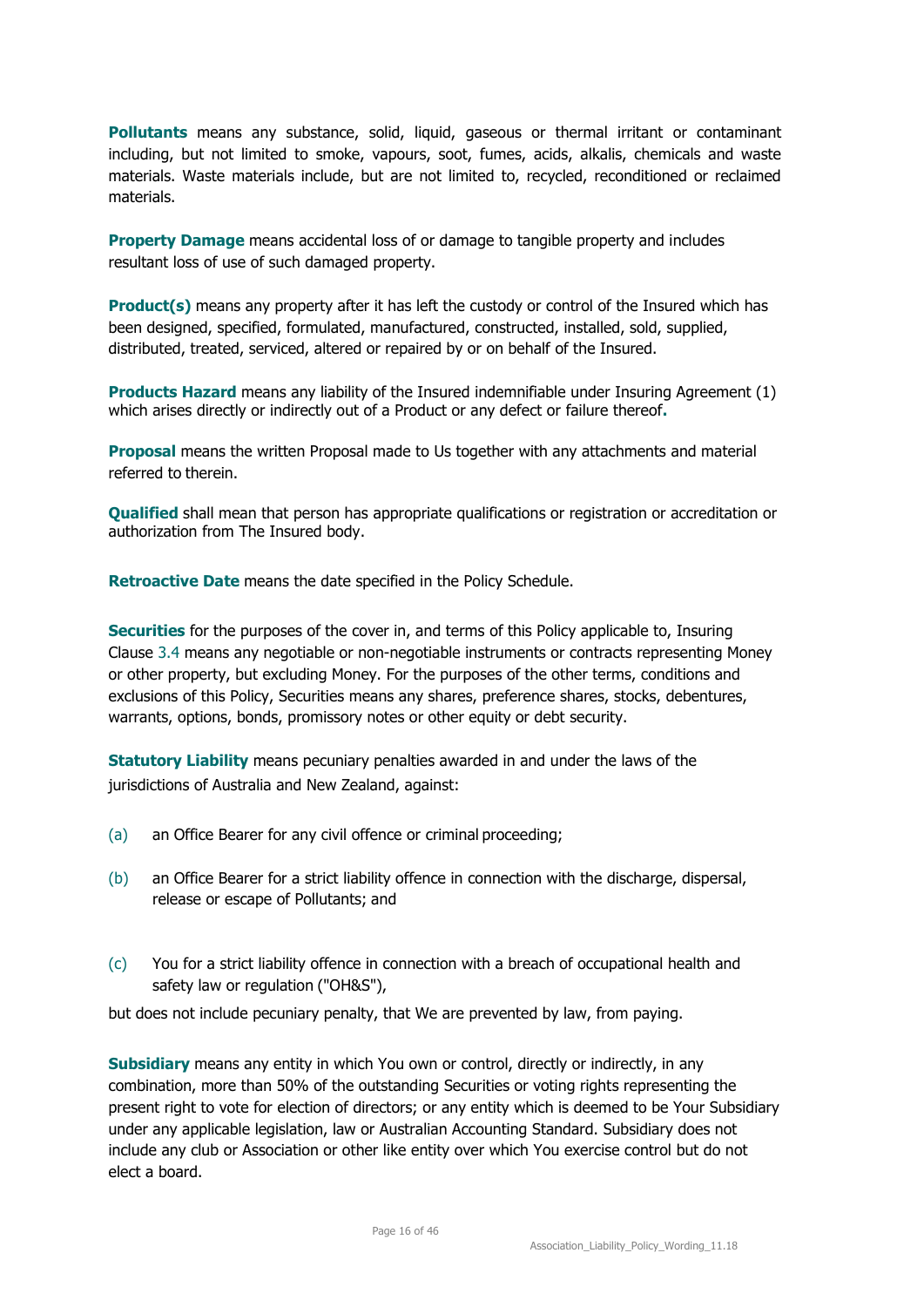**Pollutants** means any substance, solid, liquid, gaseous or thermal irritant or contaminant including, but not limited to smoke, vapours, soot, fumes, acids, alkalis, chemicals and waste materials. Waste materials include, but are not limited to, recycled, reconditioned or reclaimed materials.

**Property Damage** means accidental loss of or damage to tangible property and includes resultant loss of use of such damaged property.

**Product(s)** means any property after it has left the custody or control of the Insured which has been designed, specified, formulated, manufactured, constructed, installed, sold, supplied, distributed, treated, serviced, altered or repaired by or on behalf of the Insured.

**Products Hazard** means any liability of the Insured indemnifiable under Insuring Agreement (1) which arises directly or indirectly out of a Product or any defect or failure thereof.

**Proposal** means the written Proposal made to Us together with any attachments and material referred to therein.

**Qualified** shall mean that person has appropriate qualifications or registration or accreditation or authorization from The Insured body.

**Retroactive Date** means the date specified in the Policy Schedule.

**Securities** for the purposes of the cover in, and terms of this Policy applicable to, Insuring Clause 3.4 means any negotiable or non-negotiable instruments or contracts representing Money or other property, but excluding Money. For the purposes of the other terms, conditions and exclusions of this Policy, Securities means any shares, preference shares, stocks, debentures, warrants, options, bonds, promissory notes or other equity or debt security.

**Statutory Liability** means pecuniary penalties awarded in and under the laws of the jurisdictions of Australia and New Zealand, against:

(a) an Office Bearer for any civil offence or criminal proceeding;

(b) an Office Bearer for a strict liability offence in connection with the discharge, dispersal, release or escape of Pollutants; and

(c) You for a strict liability offence in connection with a breach of occupational health and safety law or regulation ("OH&S"),

but does not include pecuniary penalty, that We are prevented by law, from paying.

**Subsidiary** means any entity in which You own or control, directly or indirectly, in any combination, more than 50% of the outstanding Securities or voting rights representing the present right to vote for election of directors; or any entity which is deemed to be Your Subsidiary under any applicable legislation, law or Australian Accounting Standard. Subsidiary does not include any club or Association or other like entity over which You exercise control but do not elect a board.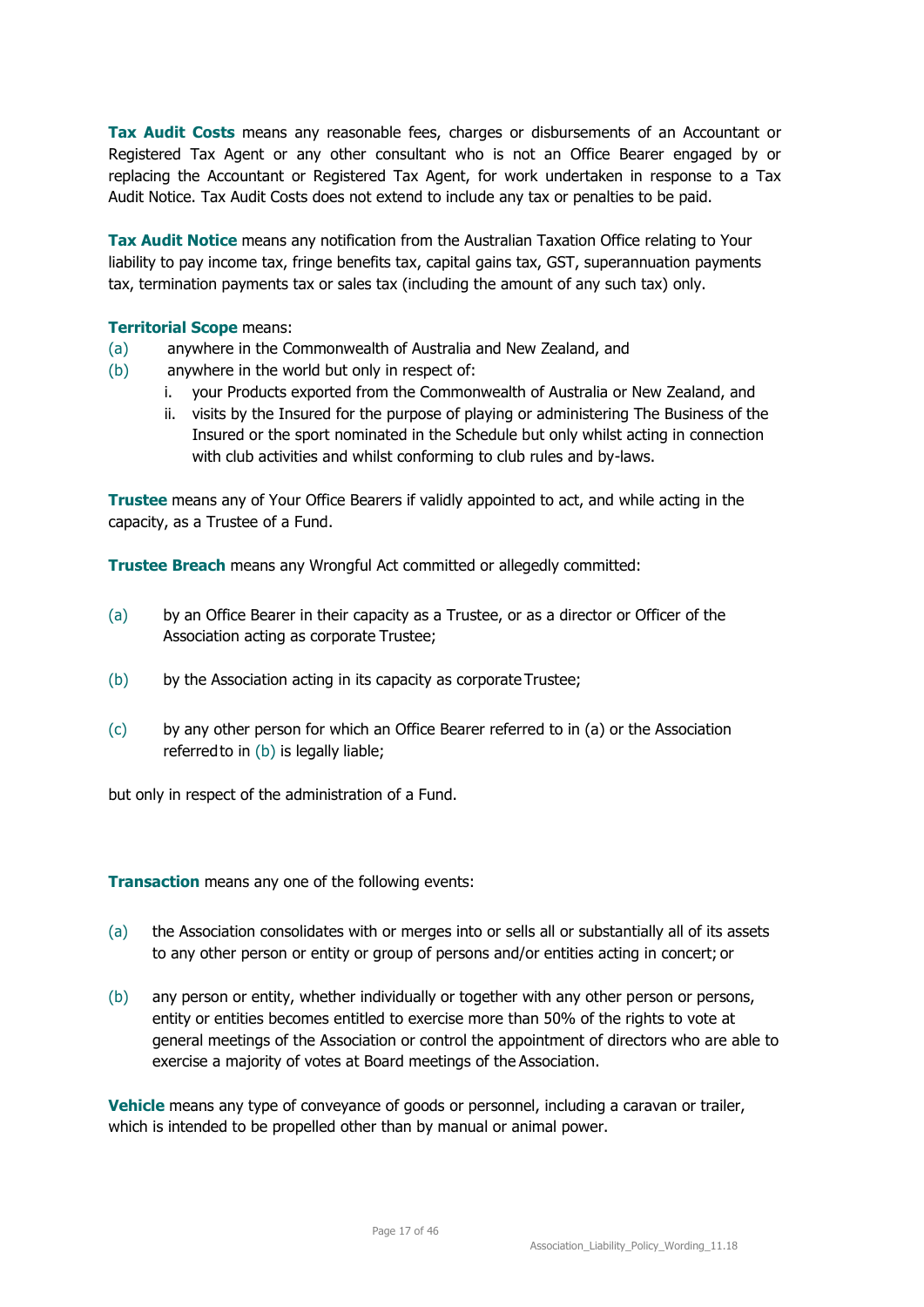**Tax Audit Costs** means any reasonable fees, charges or disbursements of an Accountant or Registered Tax Agent or any other consultant who is not an Office Bearer engaged by or replacing the Accountant or Registered Tax Agent, for work undertaken in response to a Tax Audit Notice. Tax Audit Costs does not extend to include any tax or penalties to be paid.

**Tax Audit Notice** means any notification from the Australian Taxation Office relating to Your liability to pay income tax, fringe benefits tax, capital gains tax, GST, superannuation payments tax, termination payments tax or sales tax (including the amount of any such tax) only.

**Territorial Scope** means:

(a) anywhere in the Commonwealth of Australia and New Zealand, and

(b) anywhere in the world but only in respect of:

  i. your Products exported from the Commonwealth of Australia or New Zealand, and
  ii. visits by the Insured for the purpose of playing or administering The Business of the Insured or the sport nominated in the Schedule but only whilst acting in connection with club activities and whilst conforming to club rules and by-laws.

**Trustee** means any of Your Office Bearers if validly appointed to act, and while acting in the capacity, as a Trustee of a Fund.

**Trustee Breach** means any Wrongful Act committed or allegedly committed:

(a) by an Office Bearer in their capacity as a Trustee, or as a director or Officer of the Association acting as corporate Trustee;

(b) by the Association acting in its capacity as corporate Trustee;

(c) by any other person for which an Office Bearer referred to in (a) or the Association referred to in (b) is legally liable;

but only in respect of the administration of a Fund.

**Transaction** means any one of the following events:

(a) the Association consolidates with or merges into or sells all or substantially all of its assets to any other person or entity or group of persons and/or entities acting in concert; or

(b) any person or entity, whether individually or together with any other person or persons, entity or entities becomes entitled to exercise more than 50% of the rights to vote at general meetings of the Association or control the appointment of directors who are able to exercise a majority of votes at Board meetings of the Association.

**Vehicle** means any type of conveyance of goods or personnel, including a caravan or trailer, which is intended to be propelled other than by manual or animal power.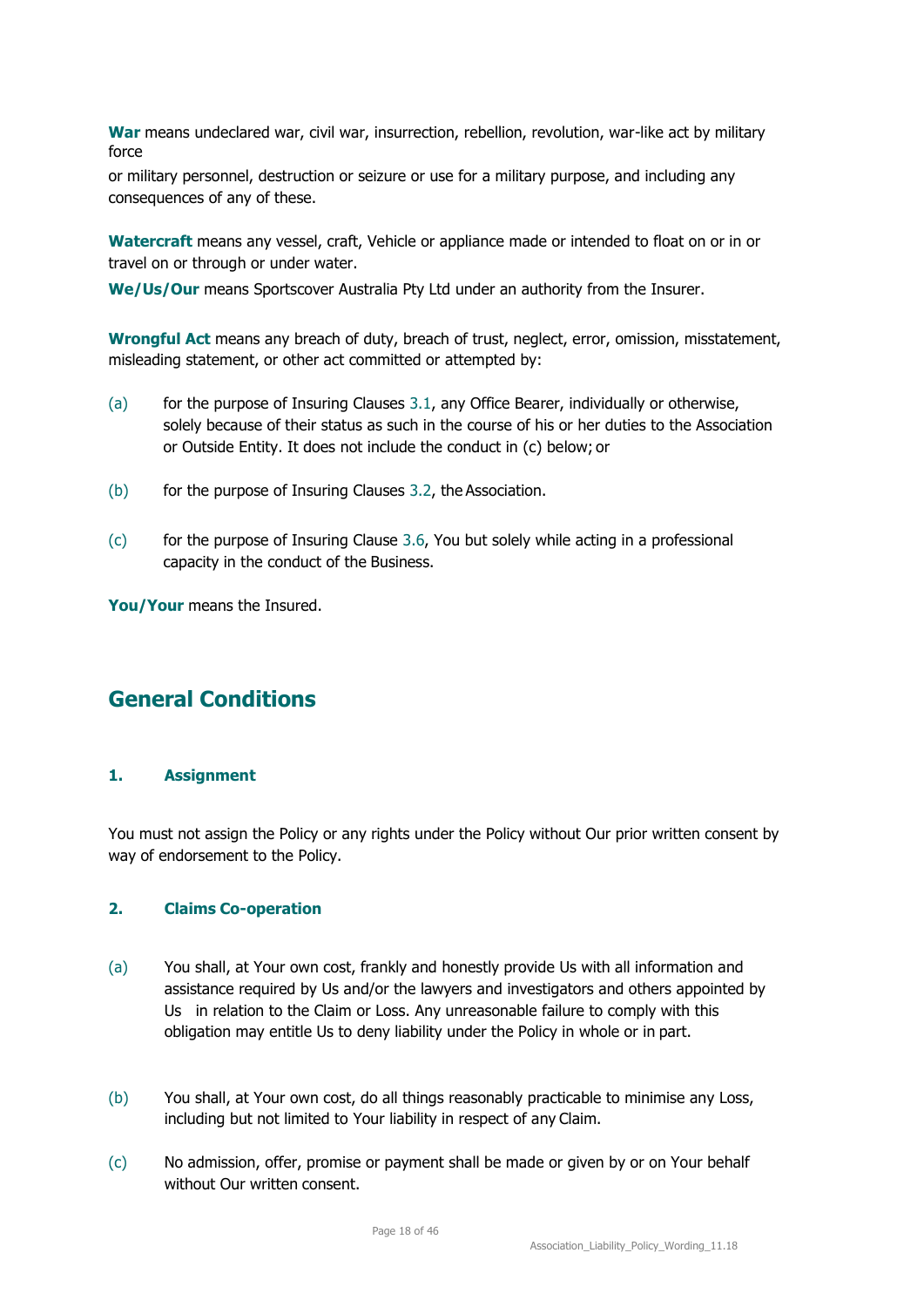**War** means undeclared war, civil war, insurrection, rebellion, revolution, war-like act by military force

or military personnel, destruction or seizure or use for a military purpose, and including any consequences of any of these.

**Watercraft** means any vessel, craft, Vehicle or appliance made or intended to float on or in or travel on or through or under water.

**We/Us/Our** means Sportscover Australia Pty Ltd under an authority from the Insurer.

**Wrongful Act** means any breach of duty, breach of trust, neglect, error, omission, misstatement, misleading statement, or other act committed or attempted by:

(a) for the purpose of Insuring Clauses 3.1, any Office Bearer, individually or otherwise, solely because of their status as such in the course of his or her duties to the Association or Outside Entity. It does not include the conduct in (c) below; or

(b) for the purpose of Insuring Clauses 3.2, the Association.

(c) for the purpose of Insuring Clause 3.6, You but solely while acting in a professional capacity in the conduct of the Business.

**You/Your** means the Insured.

## General Conditions

### 1. Assignment

You must not assign the Policy or any rights under the Policy without Our prior written consent by way of endorsement to the Policy.

### 2. Claims Co-operation

(a) You shall, at Your own cost, frankly and honestly provide Us with all information and assistance required by Us and/or the lawyers and investigators and others appointed by Us in relation to the Claim or Loss. Any unreasonable failure to comply with this obligation may entitle Us to deny liability under the Policy in whole or in part.

(b) You shall, at Your own cost, do all things reasonably practicable to minimise any Loss, including but not limited to Your liability in respect of any Claim.

(c) No admission, offer, promise or payment shall be made or given by or on Your behalf without Our written consent.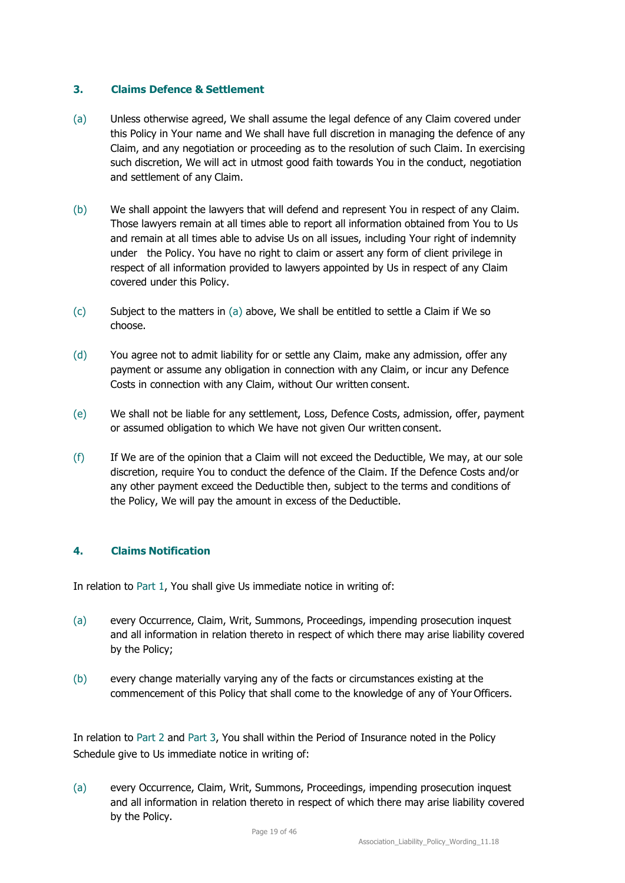### 3. Claims Defence & Settlement

(a) Unless otherwise agreed, We shall assume the legal defence of any Claim covered under this Policy in Your name and We shall have full discretion in managing the defence of any Claim, and any negotiation or proceeding as to the resolution of such Claim. In exercising such discretion, We will act in utmost good faith towards You in the conduct, negotiation and settlement of any Claim.

(b) We shall appoint the lawyers that will defend and represent You in respect of any Claim. Those lawyers remain at all times able to report all information obtained from You to Us and remain at all times able to advise Us on all issues, including Your right of indemnity under the Policy. You have no right to claim or assert any form of client privilege in respect of all information provided to lawyers appointed by Us in respect of any Claim covered under this Policy.

(c) Subject to the matters in (a) above, We shall be entitled to settle a Claim if We so choose.

(d) You agree not to admit liability for or settle any Claim, make any admission, offer any payment or assume any obligation in connection with any Claim, or incur any Defence Costs in connection with any Claim, without Our written consent.

(e) We shall not be liable for any settlement, Loss, Defence Costs, admission, offer, payment or assumed obligation to which We have not given Our written consent.

(f) If We are of the opinion that a Claim will not exceed the Deductible, We may, at our sole discretion, require You to conduct the defence of the Claim. If the Defence Costs and/or any other payment exceed the Deductible then, subject to the terms and conditions of the Policy, We will pay the amount in excess of the Deductible.

### 4. Claims Notification

In relation to Part 1, You shall give Us immediate notice in writing of:

(a) every Occurrence, Claim, Writ, Summons, Proceedings, impending prosecution inquest and all information in relation thereto in respect of which there may arise liability covered by the Policy;

(b) every change materially varying any of the facts or circumstances existing at the commencement of this Policy that shall come to the knowledge of any of Your Officers.

In relation to Part 2 and Part 3, You shall within the Period of Insurance noted in the Policy Schedule give to Us immediate notice in writing of:

(a) every Occurrence, Claim, Writ, Summons, Proceedings, impending prosecution inquest and all information in relation thereto in respect of which there may arise liability covered by the Policy.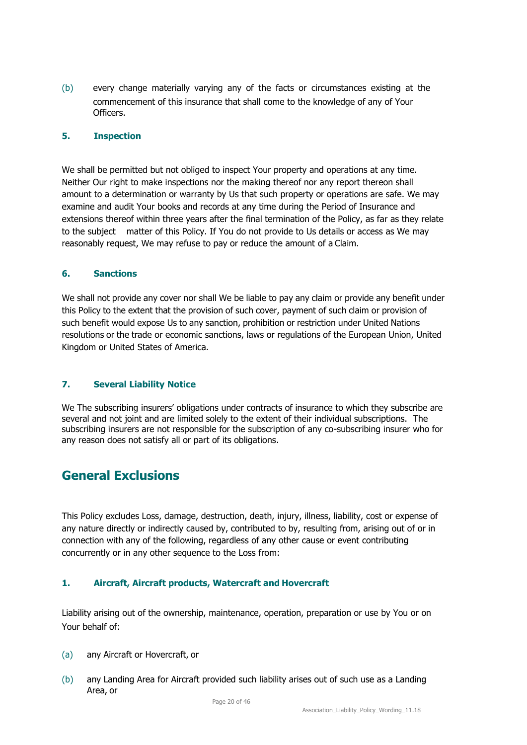(b) every change materially varying any of the facts or circumstances existing at the commencement of this insurance that shall come to the knowledge of any of Your Officers.

### 5. Inspection

We shall be permitted but not obliged to inspect Your property and operations at any time. Neither Our right to make inspections nor the making thereof nor any report thereon shall amount to a determination or warranty by Us that such property or operations are safe. We may examine and audit Your books and records at any time during the Period of Insurance and extensions thereof within three years after the final termination of the Policy, as far as they relate to the subject matter of this Policy. If You do not provide to Us details or access as We may reasonably request, We may refuse to pay or reduce the amount of a Claim.

### 6. Sanctions

We shall not provide any cover nor shall We be liable to pay any claim or provide any benefit under this Policy to the extent that the provision of such cover, payment of such claim or provision of such benefit would expose Us to any sanction, prohibition or restriction under United Nations resolutions or the trade or economic sanctions, laws or regulations of the European Union, United Kingdom or United States of America.

### 7. Several Liability Notice

We The subscribing insurers' obligations under contracts of insurance to which they subscribe are several and not joint and are limited solely to the extent of their individual subscriptions. The subscribing insurers are not responsible for the subscription of any co-subscribing insurer who for any reason does not satisfy all or part of its obligations.

## General Exclusions

This Policy excludes Loss, damage, destruction, death, injury, illness, liability, cost or expense of any nature directly or indirectly caused by, contributed to by, resulting from, arising out of or in connection with any of the following, regardless of any other cause or event contributing concurrently or in any other sequence to the Loss from:

### 1. Aircraft, Aircraft products, Watercraft and Hovercraft

Liability arising out of the ownership, maintenance, operation, preparation or use by You or on Your behalf of:

(a) any Aircraft or Hovercraft, or

(b) any Landing Area for Aircraft provided such liability arises out of such use as a Landing Area, or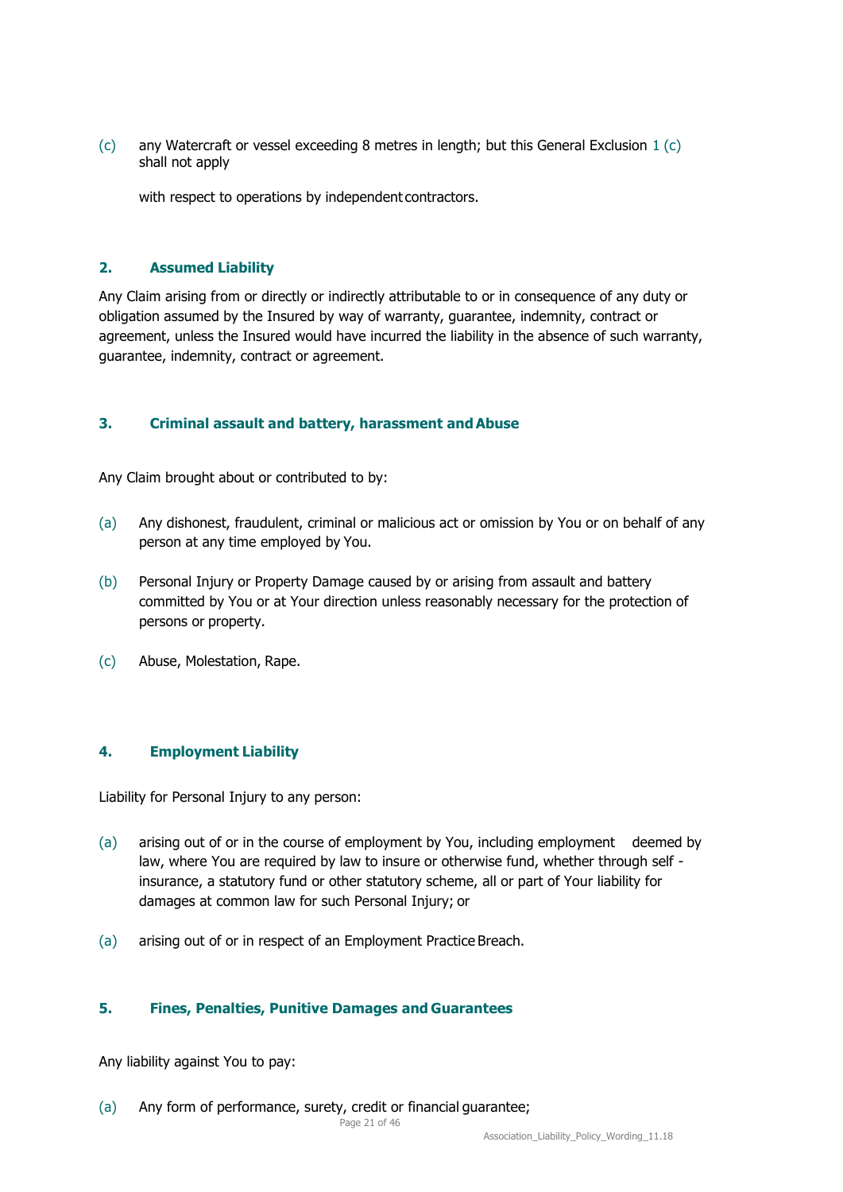(c) any Watercraft or vessel exceeding 8 metres in length; but this General Exclusion 1 (c) shall not apply

with respect to operations by independent contractors.

## 2. Assumed Liability

Any Claim arising from or directly or indirectly attributable to or in consequence of any duty or obligation assumed by the Insured by way of warranty, guarantee, indemnity, contract or agreement, unless the Insured would have incurred the liability in the absence of such warranty, guarantee, indemnity, contract or agreement.

## 3. Criminal assault and battery, harassment and Abuse

Any Claim brought about or contributed to by:

(a) Any dishonest, fraudulent, criminal or malicious act or omission by You or on behalf of any person at any time employed by You.

(b) Personal Injury or Property Damage caused by or arising from assault and battery committed by You or at Your direction unless reasonably necessary for the protection of persons or property.

(c) Abuse, Molestation, Rape.

## 4. Employment Liability

Liability for Personal Injury to any person:

(a) arising out of or in the course of employment by You, including employment deemed by law, where You are required by law to insure or otherwise fund, whether through self - insurance, a statutory fund or other statutory scheme, all or part of Your liability for damages at common law for such Personal Injury; or

(a) arising out of or in respect of an Employment Practice Breach.

## 5. Fines, Penalties, Punitive Damages and Guarantees

Any liability against You to pay:

(a) Any form of performance, surety, credit or financial guarantee;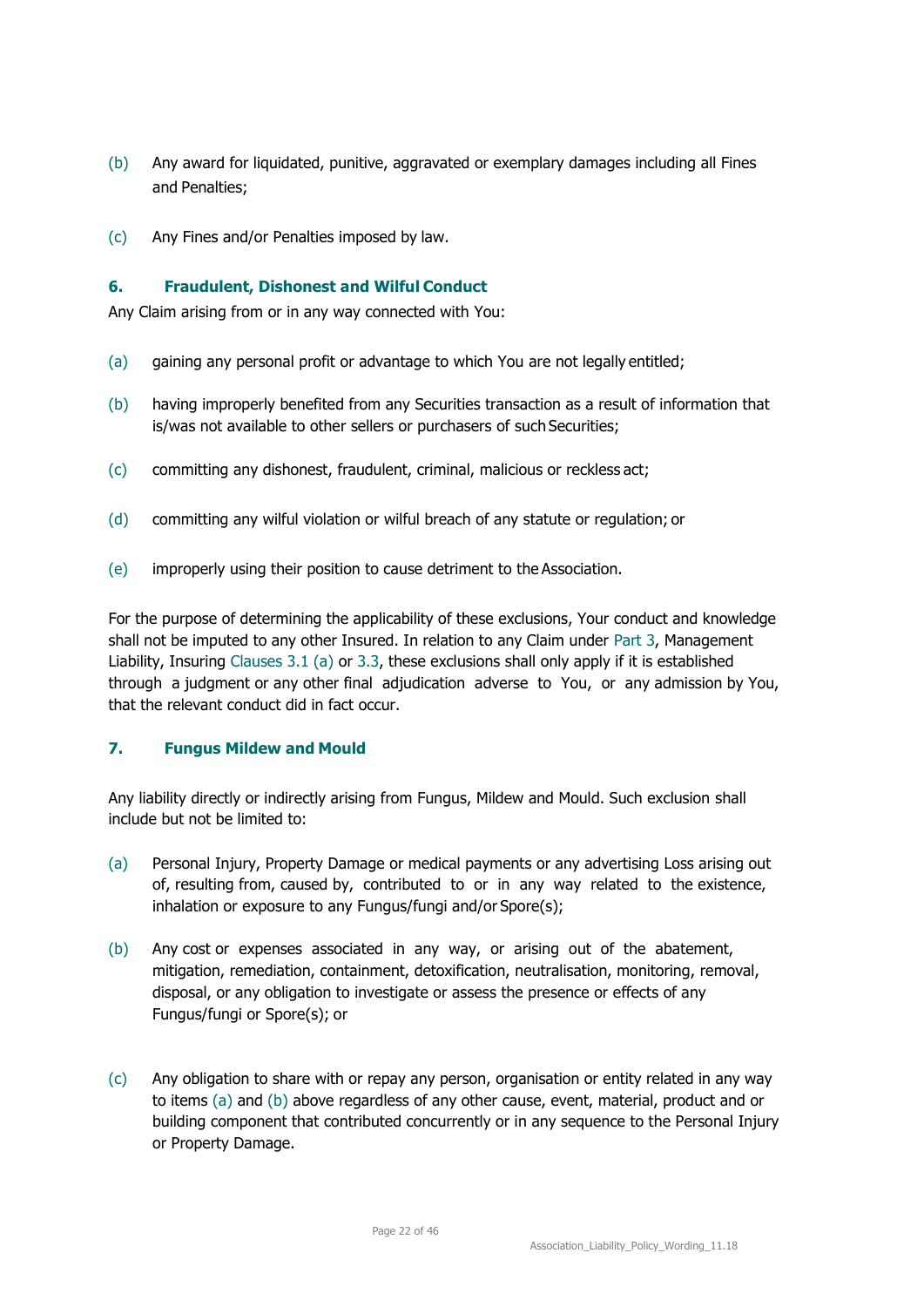(b) Any award for liquidated, punitive, aggravated or exemplary damages including all Fines and Penalties;

(c) Any Fines and/or Penalties imposed by law.

### 6. Fraudulent, Dishonest and Wilful Conduct

Any Claim arising from or in any way connected with You:

(a) gaining any personal profit or advantage to which You are not legally entitled;

(b) having improperly benefited from any Securities transaction as a result of information that is/was not available to other sellers or purchasers of such Securities;

(c) committing any dishonest, fraudulent, criminal, malicious or reckless act;

(d) committing any wilful violation or wilful breach of any statute or regulation; or

(e) improperly using their position to cause detriment to the Association.

For the purpose of determining the applicability of these exclusions, Your conduct and knowledge shall not be imputed to any other Insured. In relation to any Claim under Part 3, Management Liability, Insuring Clauses 3.1 (a) or 3.3, these exclusions shall only apply if it is established through a judgment or any other final adjudication adverse to You, or any admission by You, that the relevant conduct did in fact occur.

### 7. Fungus Mildew and Mould

Any liability directly or indirectly arising from Fungus, Mildew and Mould. Such exclusion shall include but not be limited to:

(a) Personal Injury, Property Damage or medical payments or any advertising Loss arising out of, resulting from, caused by, contributed to or in any way related to the existence, inhalation or exposure to any Fungus/fungi and/or Spore(s);

(b) Any cost or expenses associated in any way, or arising out of the abatement, mitigation, remediation, containment, detoxification, neutralisation, monitoring, removal, disposal, or any obligation to investigate or assess the presence or effects of any Fungus/fungi or Spore(s); or

(c) Any obligation to share with or repay any person, organisation or entity related in any way to items (a) and (b) above regardless of any other cause, event, material, product and or building component that contributed concurrently or in any sequence to the Personal Injury or Property Damage.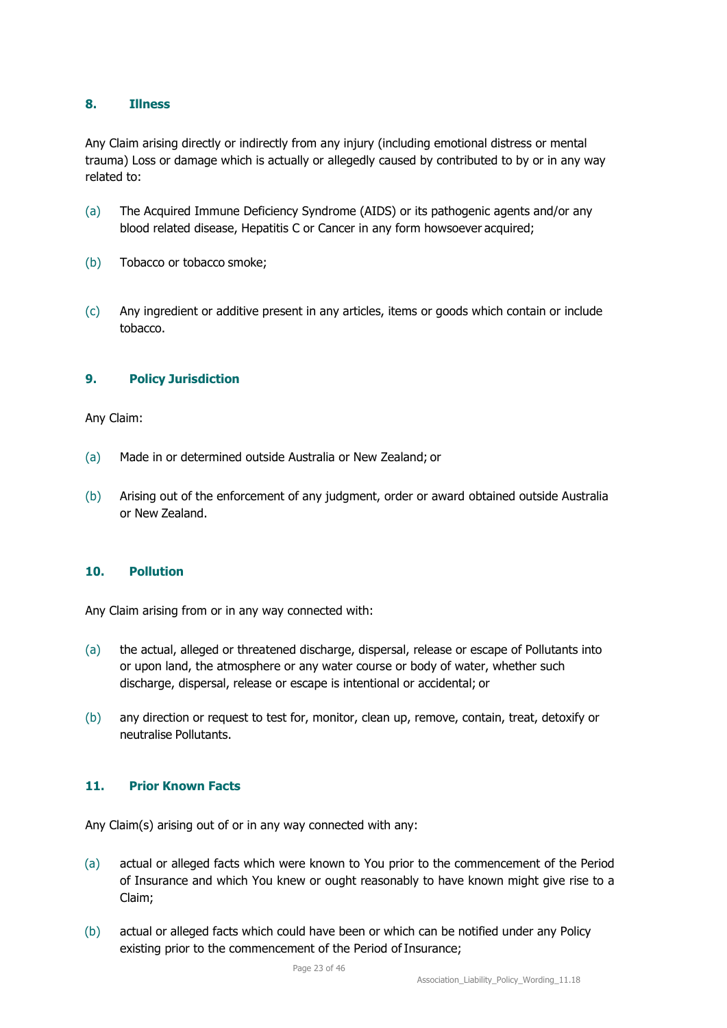### 8. Illness

Any Claim arising directly or indirectly from any injury (including emotional distress or mental trauma) Loss or damage which is actually or allegedly caused by contributed to by or in any way related to:

(a) The Acquired Immune Deficiency Syndrome (AIDS) or its pathogenic agents and/or any blood related disease, Hepatitis C or Cancer in any form howsoever acquired;

(b) Tobacco or tobacco smoke;

(c) Any ingredient or additive present in any articles, items or goods which contain or include tobacco.

### 9. Policy Jurisdiction

Any Claim:

(a) Made in or determined outside Australia or New Zealand; or

(b) Arising out of the enforcement of any judgment, order or award obtained outside Australia or New Zealand.

### 10. Pollution

Any Claim arising from or in any way connected with:

(a) the actual, alleged or threatened discharge, dispersal, release or escape of Pollutants into or upon land, the atmosphere or any water course or body of water, whether such discharge, dispersal, release or escape is intentional or accidental; or

(b) any direction or request to test for, monitor, clean up, remove, contain, treat, detoxify or neutralise Pollutants.

### 11. Prior Known Facts

Any Claim(s) arising out of or in any way connected with any:

(a) actual or alleged facts which were known to You prior to the commencement of the Period of Insurance and which You knew or ought reasonably to have known might give rise to a Claim;

(b) actual or alleged facts which could have been or which can be notified under any Policy existing prior to the commencement of the Period of Insurance;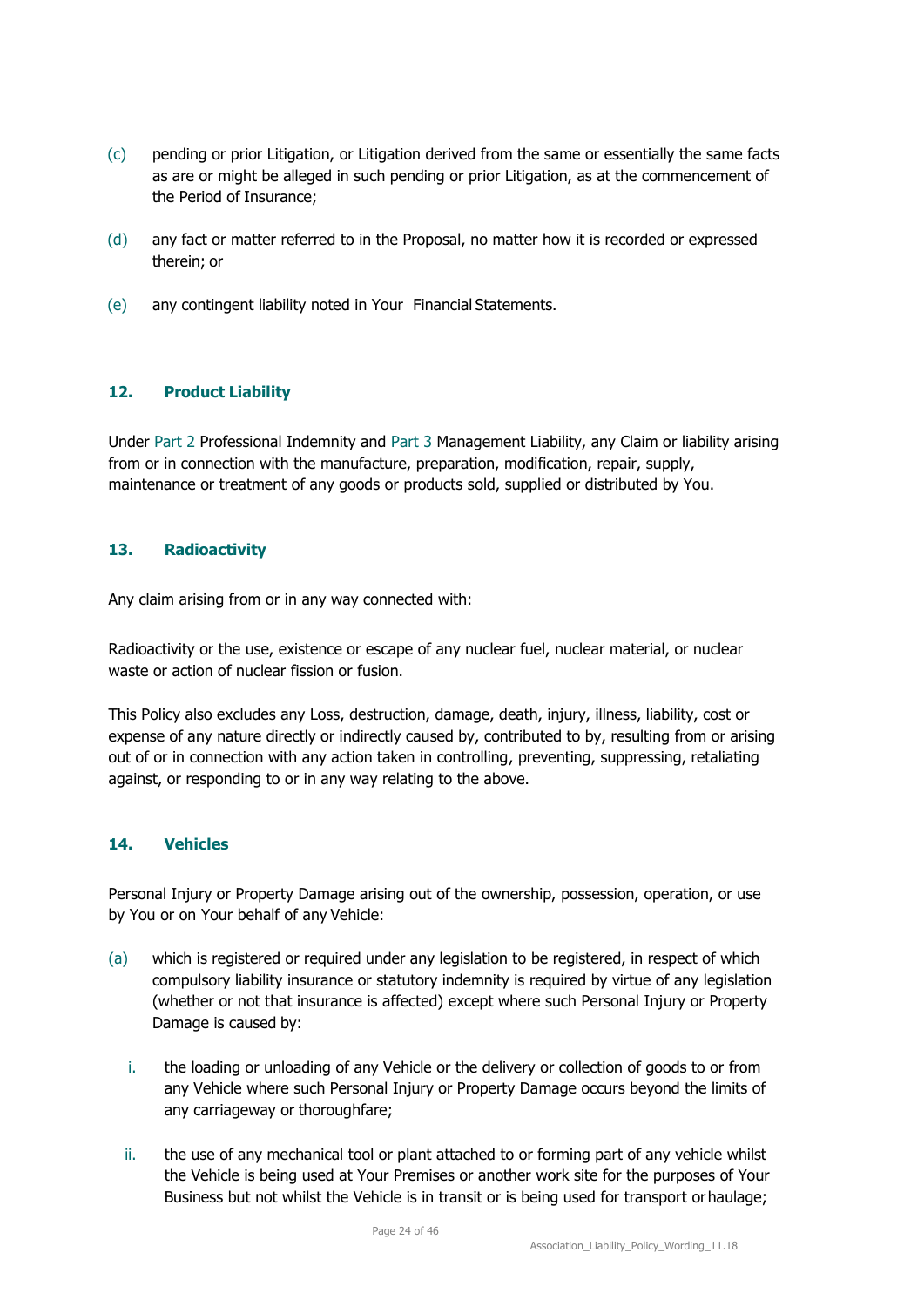(c) pending or prior Litigation, or Litigation derived from the same or essentially the same facts as are or might be alleged in such pending or prior Litigation, as at the commencement of the Period of Insurance;

(d) any fact or matter referred to in the Proposal, no matter how it is recorded or expressed therein; or

(e) any contingent liability noted in Your Financial Statements.

### 12. Product Liability

Under Part 2 Professional Indemnity and Part 3 Management Liability, any Claim or liability arising from or in connection with the manufacture, preparation, modification, repair, supply, maintenance or treatment of any goods or products sold, supplied or distributed by You.

### 13. Radioactivity

Any claim arising from or in any way connected with:

Radioactivity or the use, existence or escape of any nuclear fuel, nuclear material, or nuclear waste or action of nuclear fission or fusion.

This Policy also excludes any Loss, destruction, damage, death, injury, illness, liability, cost or expense of any nature directly or indirectly caused by, contributed to by, resulting from or arising out of or in connection with any action taken in controlling, preventing, suppressing, retaliating against, or responding to or in any way relating to the above.

### 14. Vehicles

Personal Injury or Property Damage arising out of the ownership, possession, operation, or use by You or on Your behalf of any Vehicle:

(a) which is registered or required under any legislation to be registered, in respect of which compulsory liability insurance or statutory indemnity is required by virtue of any legislation (whether or not that insurance is affected) except where such Personal Injury or Property Damage is caused by:

  i. the loading or unloading of any Vehicle or the delivery or collection of goods to or from any Vehicle where such Personal Injury or Property Damage occurs beyond the limits of any carriageway or thoroughfare;

  ii. the use of any mechanical tool or plant attached to or forming part of any vehicle whilst the Vehicle is being used at Your Premises or another work site for the purposes of Your Business but not whilst the Vehicle is in transit or is being used for transport or haulage;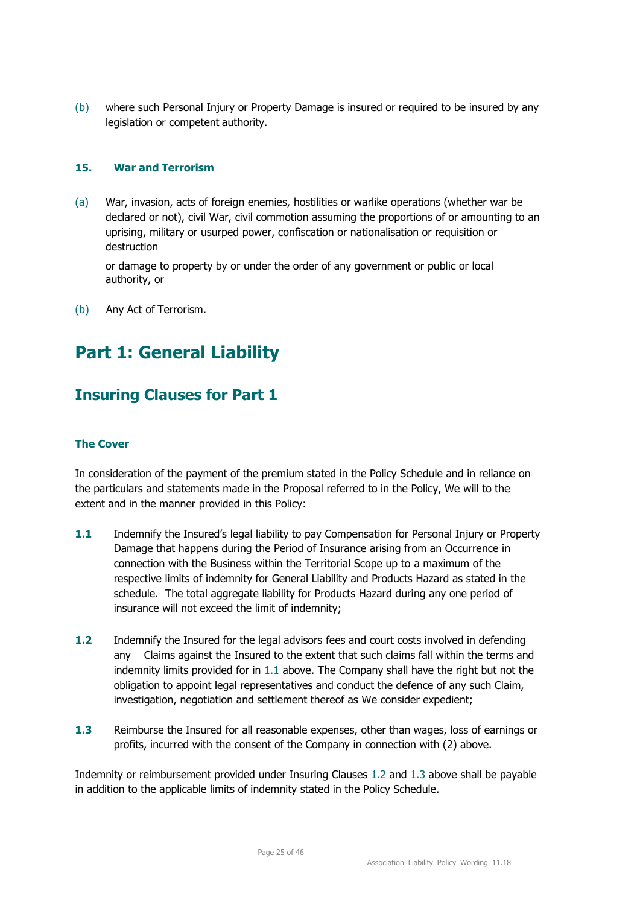(b) where such Personal Injury or Property Damage is insured or required to be insured by any legislation or competent authority.

### 15. War and Terrorism

(a) War, invasion, acts of foreign enemies, hostilities or warlike operations (whether war be declared or not), civil War, civil commotion assuming the proportions of or amounting to an uprising, military or usurped power, confiscation or nationalisation or requisition or destruction

or damage to property by or under the order of any government or public or local authority, or

(b) Any Act of Terrorism.

# Part 1: General Liability

## Insuring Clauses for Part 1

### The Cover

In consideration of the payment of the premium stated in the Policy Schedule and in reliance on the particulars and statements made in the Proposal referred to in the Policy, We will to the extent and in the manner provided in this Policy:

**1.1** Indemnify the Insured's legal liability to pay Compensation for Personal Injury or Property Damage that happens during the Period of Insurance arising from an Occurrence in connection with the Business within the Territorial Scope up to a maximum of the respective limits of indemnity for General Liability and Products Hazard as stated in the schedule. The total aggregate liability for Products Hazard during any one period of insurance will not exceed the limit of indemnity;

**1.2** Indemnify the Insured for the legal advisors fees and court costs involved in defending any Claims against the Insured to the extent that such claims fall within the terms and indemnity limits provided for in 1.1 above. The Company shall have the right but not the obligation to appoint legal representatives and conduct the defence of any such Claim, investigation, negotiation and settlement thereof as We consider expedient;

**1.3** Reimburse the Insured for all reasonable expenses, other than wages, loss of earnings or profits, incurred with the consent of the Company in connection with (2) above.

Indemnity or reimbursement provided under Insuring Clauses 1.2 and 1.3 above shall be payable in addition to the applicable limits of indemnity stated in the Policy Schedule.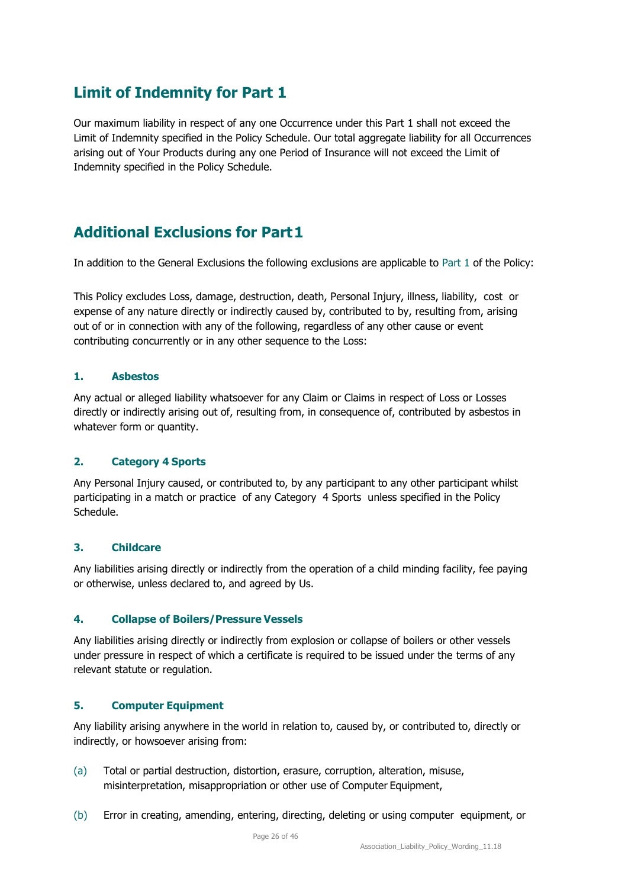## Limit of Indemnity for Part 1

Our maximum liability in respect of any one Occurrence under this Part 1 shall not exceed the Limit of Indemnity specified in the Policy Schedule. Our total aggregate liability for all Occurrences arising out of Your Products during any one Period of Insurance will not exceed the Limit of Indemnity specified in the Policy Schedule.

## Additional Exclusions for Part 1

In addition to the General Exclusions the following exclusions are applicable to Part 1 of the Policy:

This Policy excludes Loss, damage, destruction, death, Personal Injury, illness, liability, cost or expense of any nature directly or indirectly caused by, contributed to by, resulting from, arising out of or in connection with any of the following, regardless of any other cause or event contributing concurrently or in any other sequence to the Loss:

### 1. Asbestos

Any actual or alleged liability whatsoever for any Claim or Claims in respect of Loss or Losses directly or indirectly arising out of, resulting from, in consequence of, contributed by asbestos in whatever form or quantity.

### 2. Category 4 Sports

Any Personal Injury caused, or contributed to, by any participant to any other participant whilst participating in a match or practice of any Category 4 Sports unless specified in the Policy Schedule.

### 3. Childcare

Any liabilities arising directly or indirectly from the operation of a child minding facility, fee paying or otherwise, unless declared to, and agreed by Us.

### 4. Collapse of Boilers/Pressure Vessels

Any liabilities arising directly or indirectly from explosion or collapse of boilers or other vessels under pressure in respect of which a certificate is required to be issued under the terms of any relevant statute or regulation.

### 5. Computer Equipment

Any liability arising anywhere in the world in relation to, caused by, or contributed to, directly or indirectly, or howsoever arising from:

(a) Total or partial destruction, distortion, erasure, corruption, alteration, misuse, misinterpretation, misappropriation or other use of Computer Equipment,

(b) Error in creating, amending, entering, directing, deleting or using computer equipment, or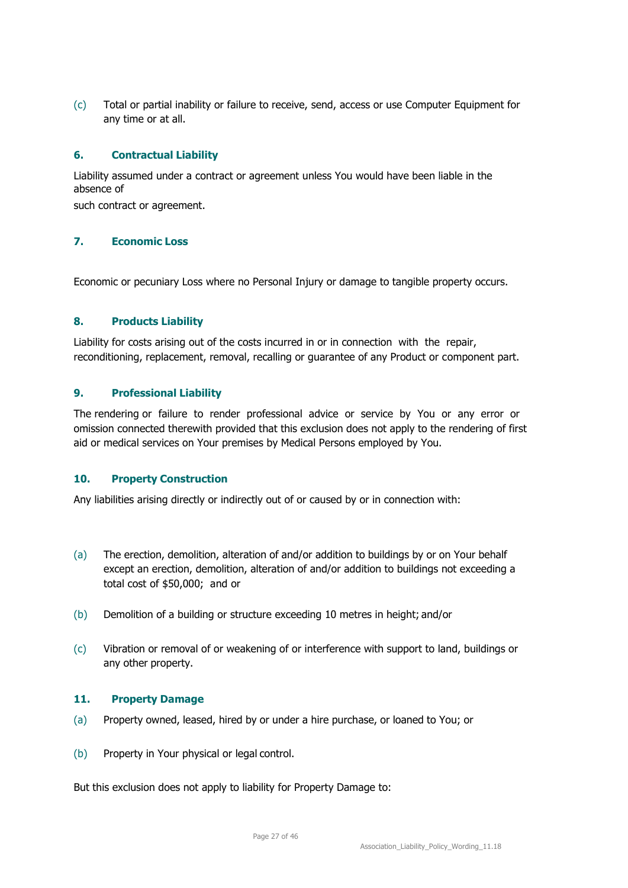(c) Total or partial inability or failure to receive, send, access or use Computer Equipment for any time or at all.

### 6. Contractual Liability

Liability assumed under a contract or agreement unless You would have been liable in the absence of such contract or agreement.

### 7. Economic Loss

Economic or pecuniary Loss where no Personal Injury or damage to tangible property occurs.

### 8. Products Liability

Liability for costs arising out of the costs incurred in or in connection with the repair, reconditioning, replacement, removal, recalling or guarantee of any Product or component part.

### 9. Professional Liability

The rendering or failure to render professional advice or service by You or any error or omission connected therewith provided that this exclusion does not apply to the rendering of first aid or medical services on Your premises by Medical Persons employed by You.

### 10. Property Construction

Any liabilities arising directly or indirectly out of or caused by or in connection with:

(a) The erection, demolition, alteration of and/or addition to buildings by or on Your behalf except an erection, demolition, alteration of and/or addition to buildings not exceeding a total cost of $50,000; and or

(b) Demolition of a building or structure exceeding 10 metres in height; and/or

(c) Vibration or removal of or weakening of or interference with support to land, buildings or any other property.

### 11. Property Damage

(a) Property owned, leased, hired by or under a hire purchase, or loaned to You; or

(b) Property in Your physical or legal control.

But this exclusion does not apply to liability for Property Damage to: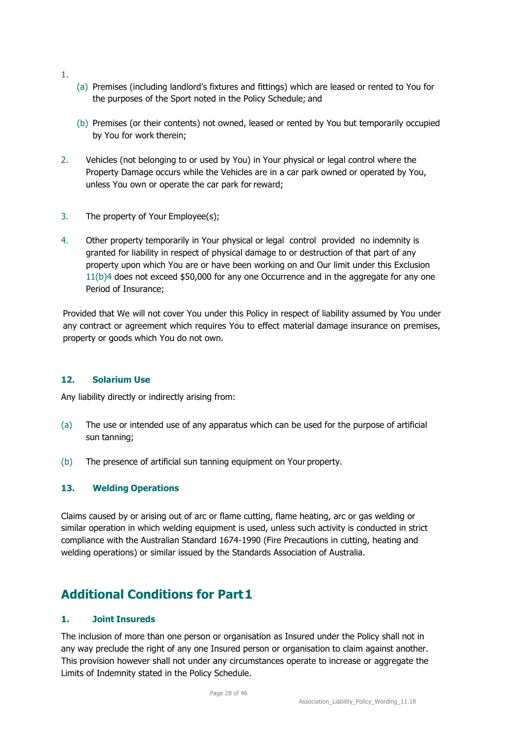1.

   (a) Premises (including landlord's fixtures and fittings) which are leased or rented to You for the purposes of the Sport noted in the Policy Schedule; and

   (b) Premises (or their contents) not owned, leased or rented by You but temporarily occupied by You for work therein;

2. Vehicles (not belonging to or used by You) in Your physical or legal control where the Property Damage occurs while the Vehicles are in a car park owned or operated by You, unless You own or operate the car park for reward;

3. The property of Your Employee(s);

4. Other property temporarily in Your physical or legal control provided no indemnity is granted for liability in respect of physical damage to or destruction of that part of any property upon which You are or have been working on and Our limit under this Exclusion 11(b)4 does not exceed $50,000 for any one Occurrence and in the aggregate for any one Period of Insurance;

Provided that We will not cover You under this Policy in respect of liability assumed by You under any contract or agreement which requires You to effect material damage insurance on premises, property or goods which You do not own.

#### 12. Solarium Use

Any liability directly or indirectly arising from:

(a) The use or intended use of any apparatus which can be used for the purpose of artificial sun tanning;

(b) The presence of artificial sun tanning equipment on Your property.

#### 13. Welding Operations

Claims caused by or arising out of arc or flame cutting, flame heating, arc or gas welding or similar operation in which welding equipment is used, unless such activity is conducted in strict compliance with the Australian Standard 1674-1990 (Fire Precautions in cutting, heating and welding operations) or similar issued by the Standards Association of Australia.

## Additional Conditions for Part 1

#### 1. Joint Insureds

The inclusion of more than one person or organisation as Insured under the Policy shall not in any way preclude the right of any one Insured person or organisation to claim against another. This provision however shall not under any circumstances operate to increase or aggregate the Limits of Indemnity stated in the Policy Schedule.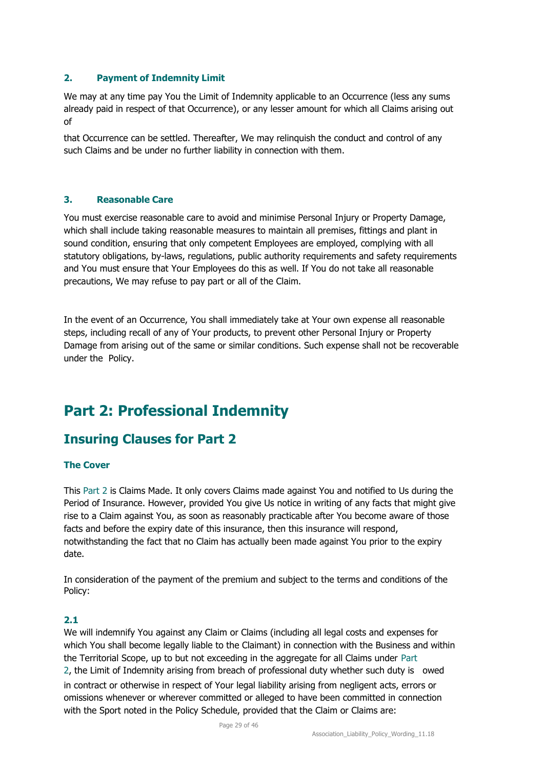### 2. Payment of Indemnity Limit

We may at any time pay You the Limit of Indemnity applicable to an Occurrence (less any sums already paid in respect of that Occurrence), or any lesser amount for which all Claims arising out of

that Occurrence can be settled. Thereafter, We may relinquish the conduct and control of any such Claims and be under no further liability in connection with them.

### 3. Reasonable Care

You must exercise reasonable care to avoid and minimise Personal Injury or Property Damage, which shall include taking reasonable measures to maintain all premises, fittings and plant in sound condition, ensuring that only competent Employees are employed, complying with all statutory obligations, by-laws, regulations, public authority requirements and safety requirements and You must ensure that Your Employees do this as well. If You do not take all reasonable precautions, We may refuse to pay part or all of the Claim.

In the event of an Occurrence, You shall immediately take at Your own expense all reasonable steps, including recall of any of Your products, to prevent other Personal Injury or Property Damage from arising out of the same or similar conditions. Such expense shall not be recoverable under the Policy.

# Part 2: Professional Indemnity

## Insuring Clauses for Part 2

### The Cover

This Part 2 is Claims Made. It only covers Claims made against You and notified to Us during the Period of Insurance. However, provided You give Us notice in writing of any facts that might give rise to a Claim against You, as soon as reasonably practicable after You become aware of those facts and before the expiry date of this insurance, then this insurance will respond, notwithstanding the fact that no Claim has actually been made against You prior to the expiry date.

In consideration of the payment of the premium and subject to the terms and conditions of the Policy:

**2.1**

We will indemnify You against any Claim or Claims (including all legal costs and expenses for which You shall become legally liable to the Claimant) in connection with the Business and within the Territorial Scope, up to but not exceeding in the aggregate for all Claims under Part 2, the Limit of Indemnity arising from breach of professional duty whether such duty is owed in contract or otherwise in respect of Your legal liability arising from negligent acts, errors or omissions whenever or wherever committed or alleged to have been committed in connection with the Sport noted in the Policy Schedule, provided that the Claim or Claims are: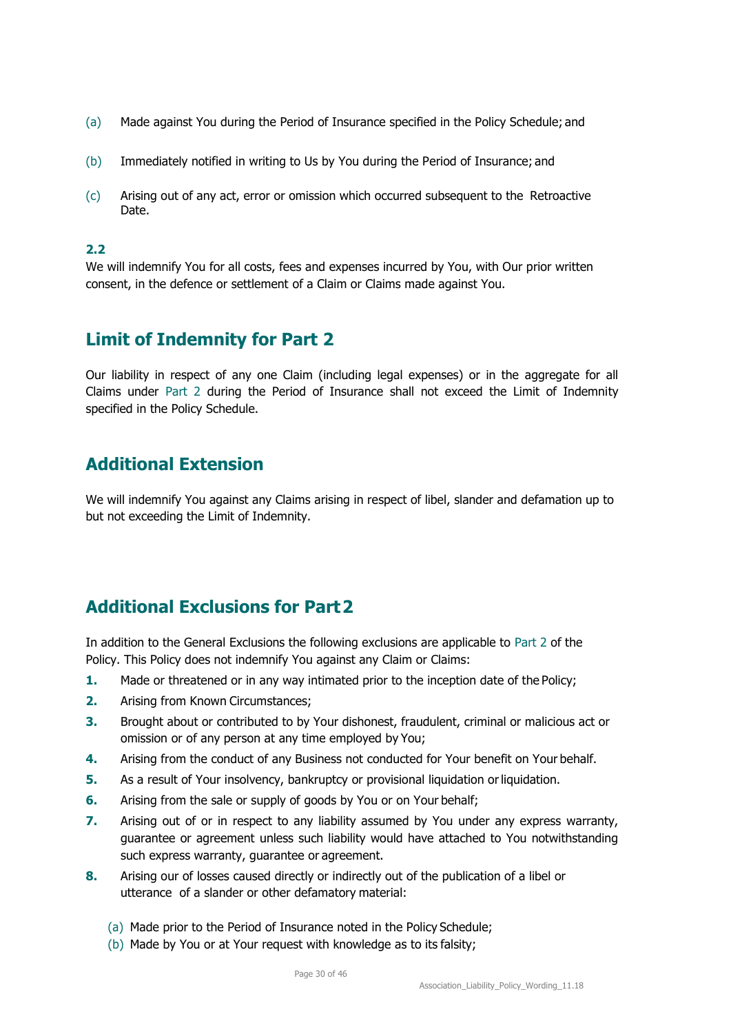(a) Made against You during the Period of Insurance specified in the Policy Schedule; and

(b) Immediately notified in writing to Us by You during the Period of Insurance; and

(c) Arising out of any act, error or omission which occurred subsequent to the Retroactive Date.

**2.2**

We will indemnify You for all costs, fees and expenses incurred by You, with Our prior written consent, in the defence or settlement of a Claim or Claims made against You.

## Limit of Indemnity for Part 2

Our liability in respect of any one Claim (including legal expenses) or in the aggregate for all Claims under Part 2 during the Period of Insurance shall not exceed the Limit of Indemnity specified in the Policy Schedule.

## Additional Extension

We will indemnify You against any Claims arising in respect of libel, slander and defamation up to but not exceeding the Limit of Indemnity.

## Additional Exclusions for Part 2

In addition to the General Exclusions the following exclusions are applicable to Part 2 of the Policy. This Policy does not indemnify You against any Claim or Claims:

**1.** Made or threatened or in any way intimated prior to the inception date of the Policy;

**2.** Arising from Known Circumstances;

**3.** Brought about or contributed to by Your dishonest, fraudulent, criminal or malicious act or omission or of any person at any time employed by You;

**4.** Arising from the conduct of any Business not conducted for Your benefit on Your behalf.

**5.** As a result of Your insolvency, bankruptcy or provisional liquidation or liquidation.

**6.** Arising from the sale or supply of goods by You or on Your behalf;

**7.** Arising out of or in respect to any liability assumed by You under any express warranty, guarantee or agreement unless such liability would have attached to You notwithstanding such express warranty, guarantee or agreement.

**8.** Arising our of losses caused directly or indirectly out of the publication of a libel or utterance of a slander or other defamatory material:

(a) Made prior to the Period of Insurance noted in the Policy Schedule;

(b) Made by You or at Your request with knowledge as to its falsity;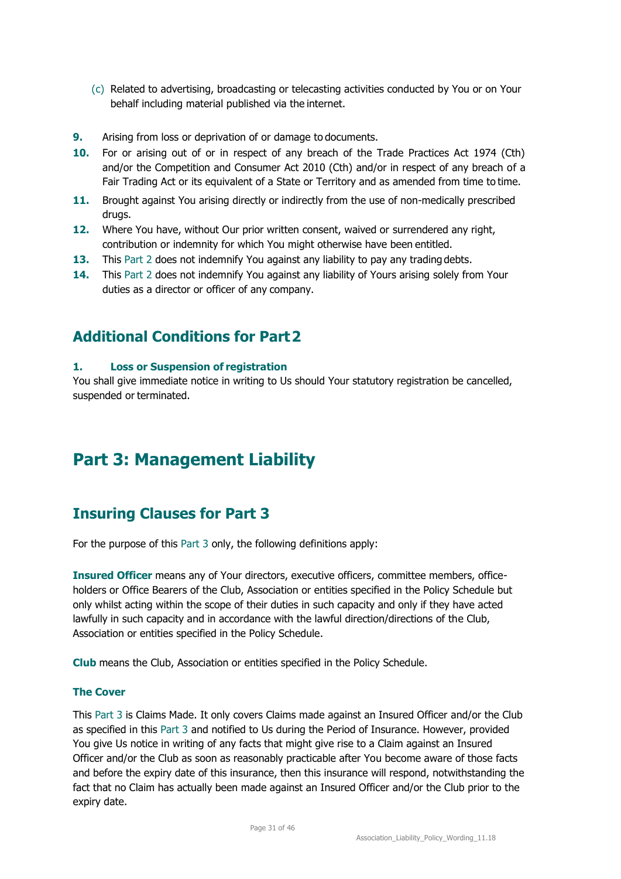(c) Related to advertising, broadcasting or telecasting activities conducted by You or on Your behalf including material published via the internet.

**9.** Arising from loss or deprivation of or damage to documents.

**10.** For or arising out of or in respect of any breach of the Trade Practices Act 1974 (Cth) and/or the Competition and Consumer Act 2010 (Cth) and/or in respect of any breach of a Fair Trading Act or its equivalent of a State or Territory and as amended from time to time.

**11.** Brought against You arising directly or indirectly from the use of non-medically prescribed drugs.

**12.** Where You have, without Our prior written consent, waived or surrendered any right, contribution or indemnity for which You might otherwise have been entitled.

**13.** This Part 2 does not indemnify You against any liability to pay any trading debts.

**14.** This Part 2 does not indemnify You against any liability of Yours arising solely from Your duties as a director or officer of any company.

## Additional Conditions for Part 2

#### 1. Loss or Suspension of registration

You shall give immediate notice in writing to Us should Your statutory registration be cancelled, suspended or terminated.

# Part 3: Management Liability

## Insuring Clauses for Part 3

For the purpose of this Part 3 only, the following definitions apply:

**Insured Officer** means any of Your directors, executive officers, committee members, office-holders or Office Bearers of the Club, Association or entities specified in the Policy Schedule but only whilst acting within the scope of their duties in such capacity and only if they have acted lawfully in such capacity and in accordance with the lawful direction/directions of the Club, Association or entities specified in the Policy Schedule.

**Club** means the Club, Association or entities specified in the Policy Schedule.

#### The Cover

This Part 3 is Claims Made. It only covers Claims made against an Insured Officer and/or the Club as specified in this Part 3 and notified to Us during the Period of Insurance. However, provided You give Us notice in writing of any facts that might give rise to a Claim against an Insured Officer and/or the Club as soon as reasonably practicable after You become aware of those facts and before the expiry date of this insurance, then this insurance will respond, notwithstanding the fact that no Claim has actually been made against an Insured Officer and/or the Club prior to the expiry date.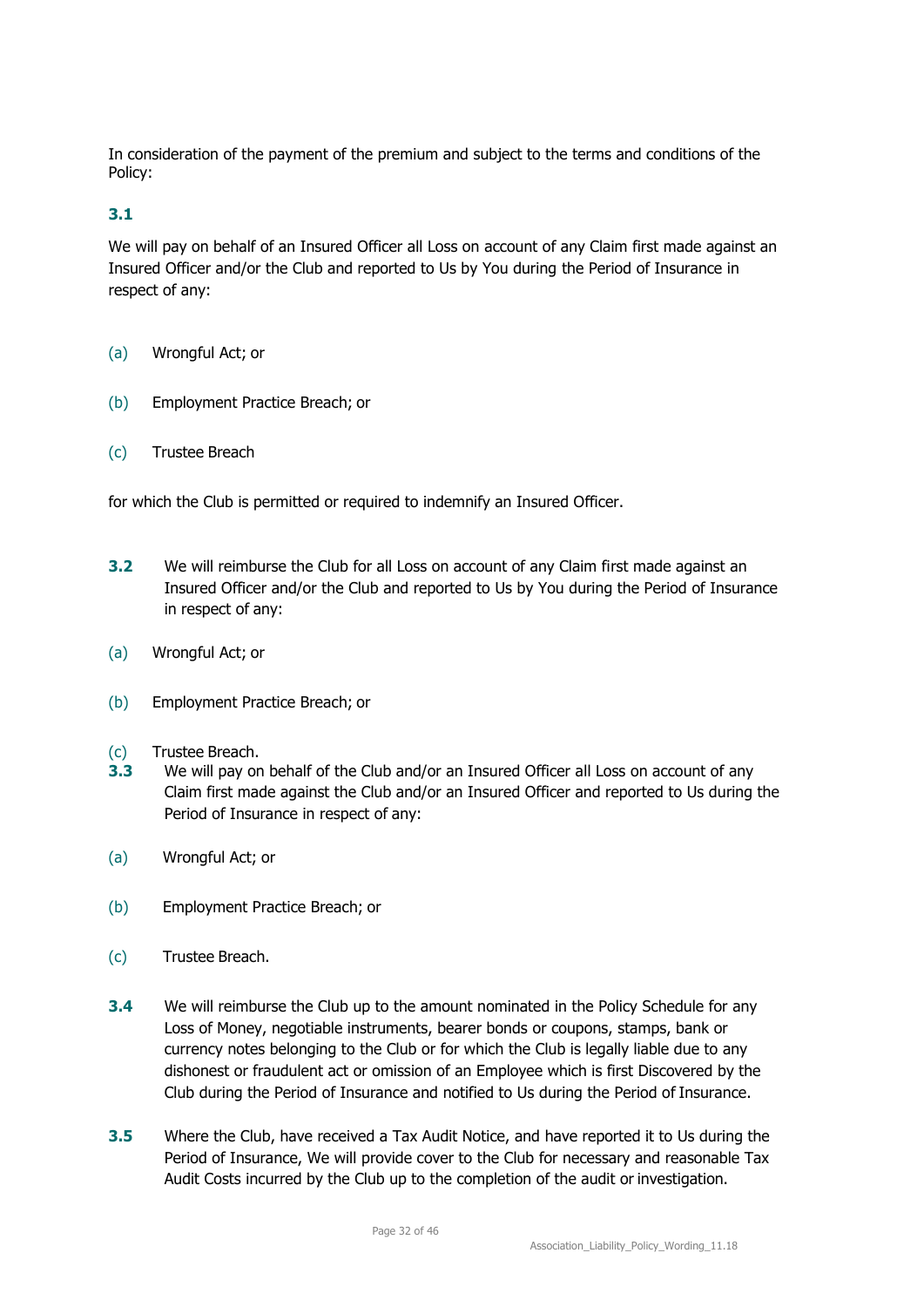In consideration of the payment of the premium and subject to the terms and conditions of the Policy:

**3.1**

We will pay on behalf of an Insured Officer all Loss on account of any Claim first made against an Insured Officer and/or the Club and reported to Us by You during the Period of Insurance in respect of any:

(a) Wrongful Act; or

(b) Employment Practice Breach; or

(c) Trustee Breach

for which the Club is permitted or required to indemnify an Insured Officer.

**3.2** We will reimburse the Club for all Loss on account of any Claim first made against an Insured Officer and/or the Club and reported to Us by You during the Period of Insurance in respect of any:

(a) Wrongful Act; or

(b) Employment Practice Breach; or

(c) Trustee Breach.

**3.3** We will pay on behalf of the Club and/or an Insured Officer all Loss on account of any Claim first made against the Club and/or an Insured Officer and reported to Us during the Period of Insurance in respect of any:

(a) Wrongful Act; or

(b) Employment Practice Breach; or

(c) Trustee Breach.

**3.4** We will reimburse the Club up to the amount nominated in the Policy Schedule for any Loss of Money, negotiable instruments, bearer bonds or coupons, stamps, bank or currency notes belonging to the Club or for which the Club is legally liable due to any dishonest or fraudulent act or omission of an Employee which is first Discovered by the Club during the Period of Insurance and notified to Us during the Period of Insurance.

**3.5** Where the Club, have received a Tax Audit Notice, and have reported it to Us during the Period of Insurance, We will provide cover to the Club for necessary and reasonable Tax Audit Costs incurred by the Club up to the completion of the audit or investigation.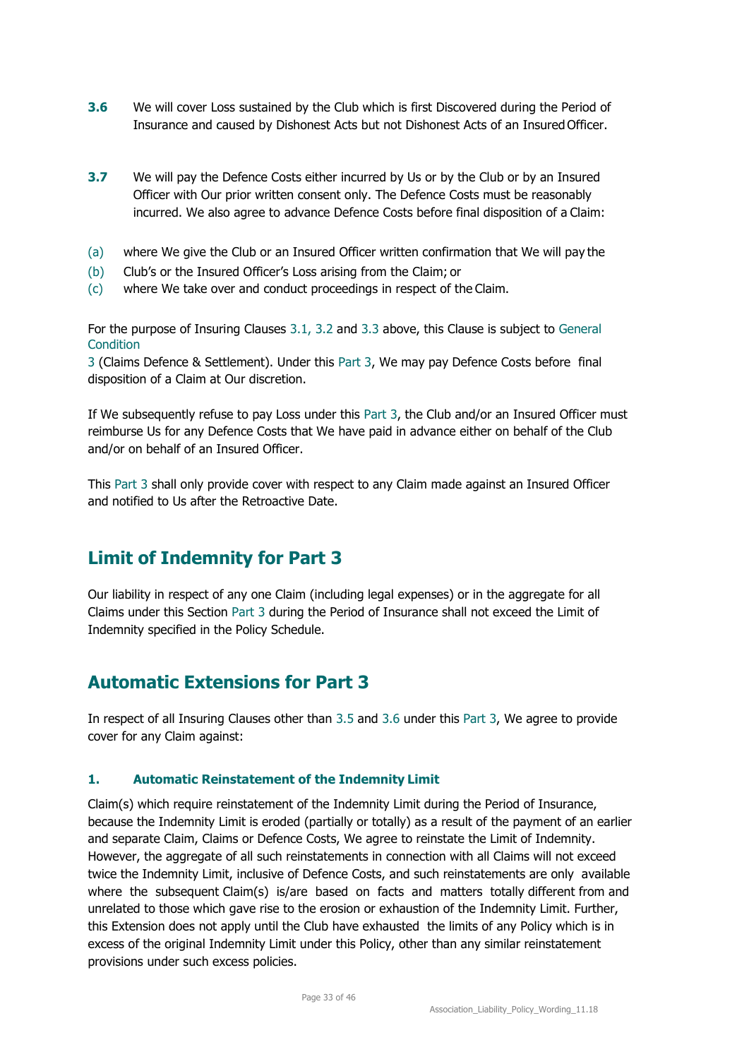**3.6** We will cover Loss sustained by the Club which is first Discovered during the Period of Insurance and caused by Dishonest Acts but not Dishonest Acts of an Insured Officer.

**3.7** We will pay the Defence Costs either incurred by Us or by the Club or by an Insured Officer with Our prior written consent only. The Defence Costs must be reasonably incurred. We also agree to advance Defence Costs before final disposition of a Claim:

(a) where We give the Club or an Insured Officer written confirmation that We will pay the

(b) Club's or the Insured Officer's Loss arising from the Claim; or

(c) where We take over and conduct proceedings in respect of the Claim.

For the purpose of Insuring Clauses 3.1, 3.2 and 3.3 above, this Clause is subject to General Condition 3 (Claims Defence & Settlement). Under this Part 3, We may pay Defence Costs before final disposition of a Claim at Our discretion.

If We subsequently refuse to pay Loss under this Part 3, the Club and/or an Insured Officer must reimburse Us for any Defence Costs that We have paid in advance either on behalf of the Club and/or on behalf of an Insured Officer.

This Part 3 shall only provide cover with respect to any Claim made against an Insured Officer and notified to Us after the Retroactive Date.

## Limit of Indemnity for Part 3

Our liability in respect of any one Claim (including legal expenses) or in the aggregate for all Claims under this Section Part 3 during the Period of Insurance shall not exceed the Limit of Indemnity specified in the Policy Schedule.

## Automatic Extensions for Part 3

In respect of all Insuring Clauses other than 3.5 and 3.6 under this Part 3, We agree to provide cover for any Claim against:

### 1. Automatic Reinstatement of the Indemnity Limit

Claim(s) which require reinstatement of the Indemnity Limit during the Period of Insurance, because the Indemnity Limit is eroded (partially or totally) as a result of the payment of an earlier and separate Claim, Claims or Defence Costs, We agree to reinstate the Limit of Indemnity. However, the aggregate of all such reinstatements in connection with all Claims will not exceed twice the Indemnity Limit, inclusive of Defence Costs, and such reinstatements are only available where the subsequent Claim(s) is/are based on facts and matters totally different from and unrelated to those which gave rise to the erosion or exhaustion of the Indemnity Limit. Further, this Extension does not apply until the Club have exhausted the limits of any Policy which is in excess of the original Indemnity Limit under this Policy, other than any similar reinstatement provisions under such excess policies.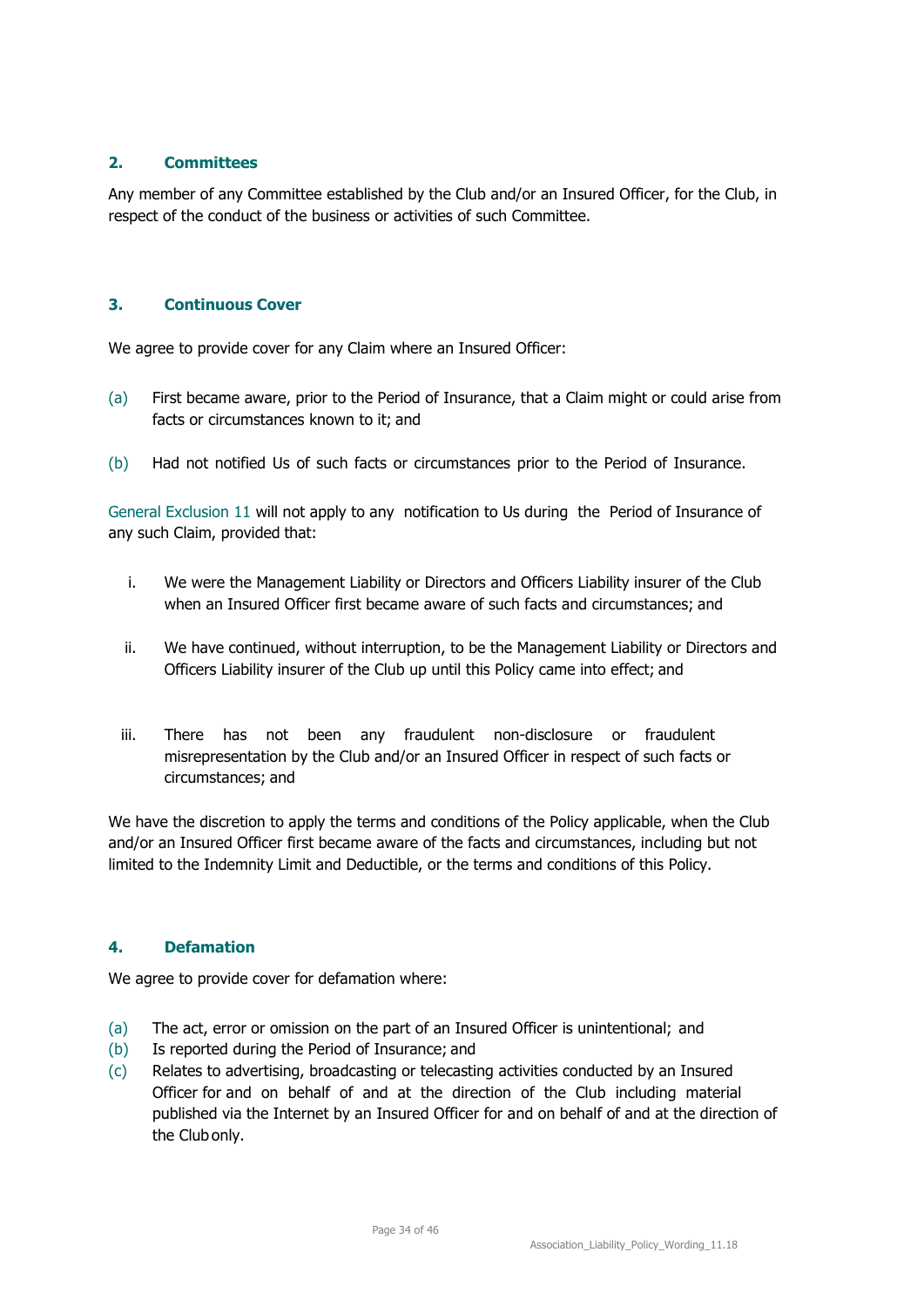## 2. Committees

Any member of any Committee established by the Club and/or an Insured Officer, for the Club, in respect of the conduct of the business or activities of such Committee.

## 3. Continuous Cover

We agree to provide cover for any Claim where an Insured Officer:

(a) First became aware, prior to the Period of Insurance, that a Claim might or could arise from facts or circumstances known to it; and

(b) Had not notified Us of such facts or circumstances prior to the Period of Insurance.

General Exclusion 11 will not apply to any notification to Us during the Period of Insurance of any such Claim, provided that:

i. We were the Management Liability or Directors and Officers Liability insurer of the Club when an Insured Officer first became aware of such facts and circumstances; and

ii. We have continued, without interruption, to be the Management Liability or Directors and Officers Liability insurer of the Club up until this Policy came into effect; and

iii. There has not been any fraudulent non-disclosure or fraudulent misrepresentation by the Club and/or an Insured Officer in respect of such facts or circumstances; and

We have the discretion to apply the terms and conditions of the Policy applicable, when the Club and/or an Insured Officer first became aware of the facts and circumstances, including but not limited to the Indemnity Limit and Deductible, or the terms and conditions of this Policy.

## 4. Defamation

We agree to provide cover for defamation where:

(a) The act, error or omission on the part of an Insured Officer is unintentional; and
(b) Is reported during the Period of Insurance; and
(c) Relates to advertising, broadcasting or telecasting activities conducted by an Insured Officer for and on behalf of and at the direction of the Club including material published via the Internet by an Insured Officer for and on behalf of and at the direction of the Club only.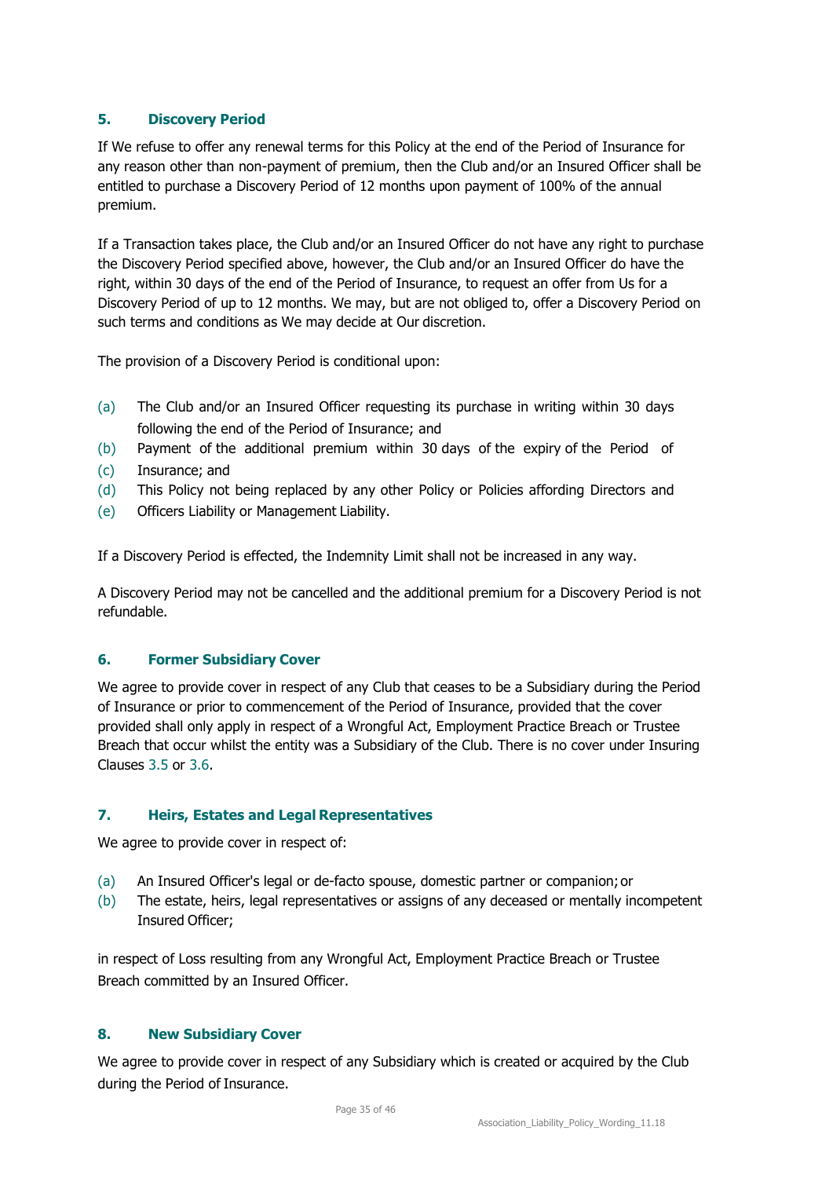## 5. Discovery Period

If We refuse to offer any renewal terms for this Policy at the end of the Period of Insurance for any reason other than non-payment of premium, then the Club and/or an Insured Officer shall be entitled to purchase a Discovery Period of 12 months upon payment of 100% of the annual premium.

If a Transaction takes place, the Club and/or an Insured Officer do not have any right to purchase the Discovery Period specified above, however, the Club and/or an Insured Officer do have the right, within 30 days of the end of the Period of Insurance, to request an offer from Us for a Discovery Period of up to 12 months. We may, but are not obliged to, offer a Discovery Period on such terms and conditions as We may decide at Our discretion.

The provision of a Discovery Period is conditional upon:

(a) The Club and/or an Insured Officer requesting its purchase in writing within 30 days following the end of the Period of Insurance; and
(b) Payment of the additional premium within 30 days of the expiry of the Period of
(c) Insurance; and
(d) This Policy not being replaced by any other Policy or Policies affording Directors and
(e) Officers Liability or Management Liability.

If a Discovery Period is effected, the Indemnity Limit shall not be increased in any way.

A Discovery Period may not be cancelled and the additional premium for a Discovery Period is not refundable.

## 6. Former Subsidiary Cover

We agree to provide cover in respect of any Club that ceases to be a Subsidiary during the Period of Insurance or prior to commencement of the Period of Insurance, provided that the cover provided shall only apply in respect of a Wrongful Act, Employment Practice Breach or Trustee Breach that occur whilst the entity was a Subsidiary of the Club. There is no cover under Insuring Clauses 3.5 or 3.6.

## 7. Heirs, Estates and Legal Representatives

We agree to provide cover in respect of:

(a) An Insured Officer's legal or de-facto spouse, domestic partner or companion; or
(b) The estate, heirs, legal representatives or assigns of any deceased or mentally incompetent Insured Officer;

in respect of Loss resulting from any Wrongful Act, Employment Practice Breach or Trustee Breach committed by an Insured Officer.

## 8. New Subsidiary Cover

We agree to provide cover in respect of any Subsidiary which is created or acquired by the Club during the Period of Insurance.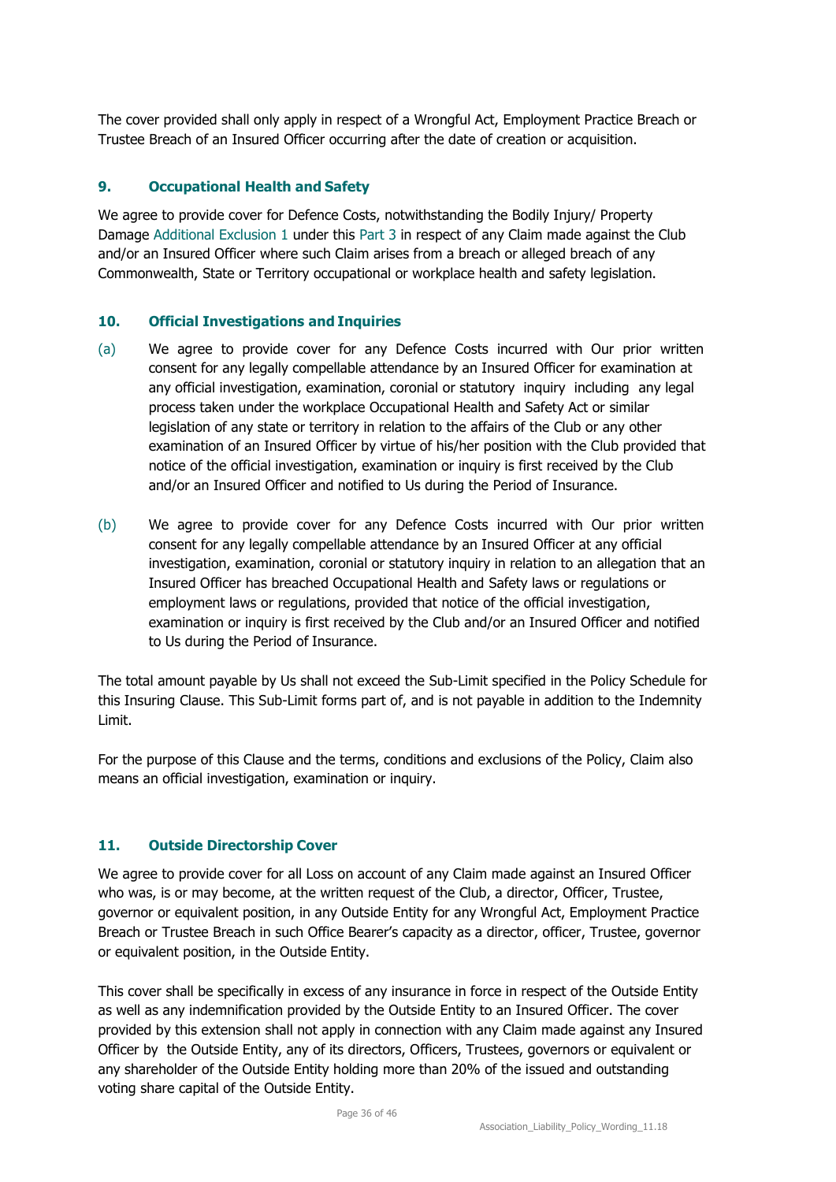The cover provided shall only apply in respect of a Wrongful Act, Employment Practice Breach or Trustee Breach of an Insured Officer occurring after the date of creation or acquisition.

### 9. Occupational Health and Safety

We agree to provide cover for Defence Costs, notwithstanding the Bodily Injury/ Property Damage Additional Exclusion 1 under this Part 3 in respect of any Claim made against the Club and/or an Insured Officer where such Claim arises from a breach or alleged breach of any Commonwealth, State or Territory occupational or workplace health and safety legislation.

### 10. Official Investigations and Inquiries

(a) We agree to provide cover for any Defence Costs incurred with Our prior written consent for any legally compellable attendance by an Insured Officer for examination at any official investigation, examination, coronial or statutory inquiry including any legal process taken under the workplace Occupational Health and Safety Act or similar legislation of any state or territory in relation to the affairs of the Club or any other examination of an Insured Officer by virtue of his/her position with the Club provided that notice of the official investigation, examination or inquiry is first received by the Club and/or an Insured Officer and notified to Us during the Period of Insurance.

(b) We agree to provide cover for any Defence Costs incurred with Our prior written consent for any legally compellable attendance by an Insured Officer at any official investigation, examination, coronial or statutory inquiry in relation to an allegation that an Insured Officer has breached Occupational Health and Safety laws or regulations or employment laws or regulations, provided that notice of the official investigation, examination or inquiry is first received by the Club and/or an Insured Officer and notified to Us during the Period of Insurance.

The total amount payable by Us shall not exceed the Sub-Limit specified in the Policy Schedule for this Insuring Clause. This Sub-Limit forms part of, and is not payable in addition to the Indemnity Limit.

For the purpose of this Clause and the terms, conditions and exclusions of the Policy, Claim also means an official investigation, examination or inquiry.

### 11. Outside Directorship Cover

We agree to provide cover for all Loss on account of any Claim made against an Insured Officer who was, is or may become, at the written request of the Club, a director, Officer, Trustee, governor or equivalent position, in any Outside Entity for any Wrongful Act, Employment Practice Breach or Trustee Breach in such Office Bearer's capacity as a director, officer, Trustee, governor or equivalent position, in the Outside Entity.

This cover shall be specifically in excess of any insurance in force in respect of the Outside Entity as well as any indemnification provided by the Outside Entity to an Insured Officer. The cover provided by this extension shall not apply in connection with any Claim made against any Insured Officer by the Outside Entity, any of its directors, Officers, Trustees, governors or equivalent or any shareholder of the Outside Entity holding more than 20% of the issued and outstanding voting share capital of the Outside Entity.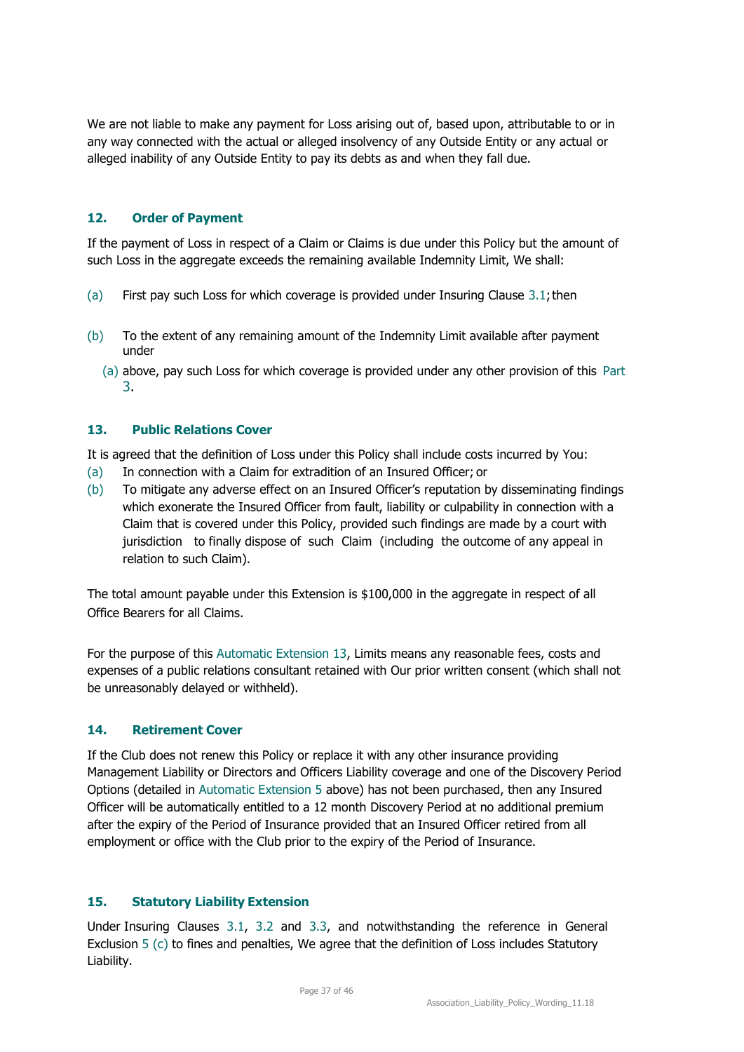We are not liable to make any payment for Loss arising out of, based upon, attributable to or in any way connected with the actual or alleged insolvency of any Outside Entity or any actual or alleged inability of any Outside Entity to pay its debts as and when they fall due.

### 12. Order of Payment

If the payment of Loss in respect of a Claim or Claims is due under this Policy but the amount of such Loss in the aggregate exceeds the remaining available Indemnity Limit, We shall:

(a) First pay such Loss for which coverage is provided under Insuring Clause 3.1; then

(b) To the extent of any remaining amount of the Indemnity Limit available after payment under (a) above, pay such Loss for which coverage is provided under any other provision of this Part 3.

### 13. Public Relations Cover

It is agreed that the definition of Loss under this Policy shall include costs incurred by You:

(a) In connection with a Claim for extradition of an Insured Officer; or

(b) To mitigate any adverse effect on an Insured Officer's reputation by disseminating findings which exonerate the Insured Officer from fault, liability or culpability in connection with a Claim that is covered under this Policy, provided such findings are made by a court with jurisdiction to finally dispose of such Claim (including the outcome of any appeal in relation to such Claim).

The total amount payable under this Extension is $100,000 in the aggregate in respect of all Office Bearers for all Claims.

For the purpose of this Automatic Extension 13, Limits means any reasonable fees, costs and expenses of a public relations consultant retained with Our prior written consent (which shall not be unreasonably delayed or withheld).

### 14. Retirement Cover

If the Club does not renew this Policy or replace it with any other insurance providing Management Liability or Directors and Officers Liability coverage and one of the Discovery Period Options (detailed in Automatic Extension 5 above) has not been purchased, then any Insured Officer will be automatically entitled to a 12 month Discovery Period at no additional premium after the expiry of the Period of Insurance provided that an Insured Officer retired from all employment or office with the Club prior to the expiry of the Period of Insurance.

### 15. Statutory Liability Extension

Under Insuring Clauses 3.1, 3.2 and 3.3, and notwithstanding the reference in General Exclusion 5 (c) to fines and penalties, We agree that the definition of Loss includes Statutory Liability.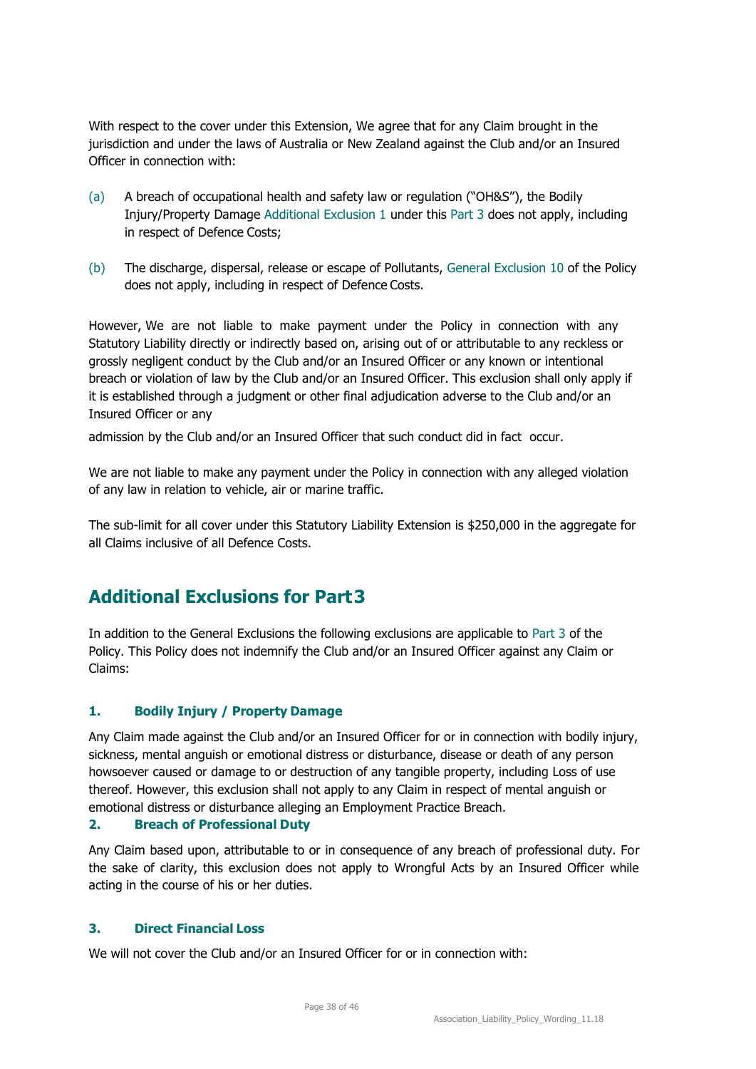With respect to the cover under this Extension, We agree that for any Claim brought in the jurisdiction and under the laws of Australia or New Zealand against the Club and/or an Insured Officer in connection with:

(a) A breach of occupational health and safety law or regulation ("OH&S"), the Bodily Injury/Property Damage Additional Exclusion 1 under this Part 3 does not apply, including in respect of Defence Costs;

(b) The discharge, dispersal, release or escape of Pollutants, General Exclusion 10 of the Policy does not apply, including in respect of Defence Costs.

However, We are not liable to make payment under the Policy in connection with any Statutory Liability directly or indirectly based on, arising out of or attributable to any reckless or grossly negligent conduct by the Club and/or an Insured Officer or any known or intentional breach or violation of law by the Club and/or an Insured Officer. This exclusion shall only apply if it is established through a judgment or other final adjudication adverse to the Club and/or an Insured Officer or any admission by the Club and/or an Insured Officer that such conduct did in fact occur.

We are not liable to make any payment under the Policy in connection with any alleged violation of any law in relation to vehicle, air or marine traffic.

The sub-limit for all cover under this Statutory Liability Extension is $250,000 in the aggregate for all Claims inclusive of all Defence Costs.

## Additional Exclusions for Part 3

In addition to the General Exclusions the following exclusions are applicable to Part 3 of the Policy. This Policy does not indemnify the Club and/or an Insured Officer against any Claim or Claims:

#### 1. Bodily Injury / Property Damage

Any Claim made against the Club and/or an Insured Officer for or in connection with bodily injury, sickness, mental anguish or emotional distress or disturbance, disease or death of any person howsoever caused or damage to or destruction of any tangible property, including Loss of use thereof. However, this exclusion shall not apply to any Claim in respect of mental anguish or emotional distress or disturbance alleging an Employment Practice Breach.

#### 2. Breach of Professional Duty

Any Claim based upon, attributable to or in consequence of any breach of professional duty. For the sake of clarity, this exclusion does not apply to Wrongful Acts by an Insured Officer while acting in the course of his or her duties.

#### 3. Direct Financial Loss

We will not cover the Club and/or an Insured Officer for or in connection with: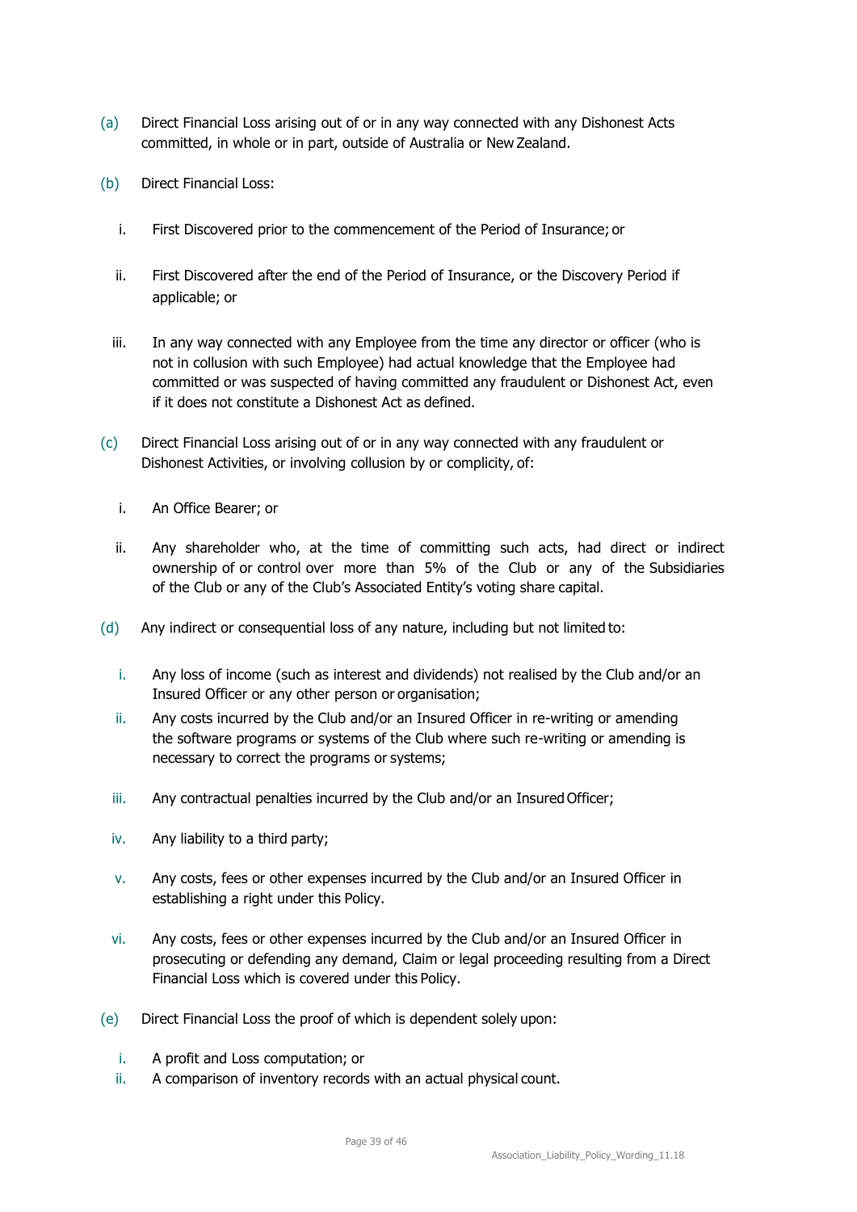(a) Direct Financial Loss arising out of or in any way connected with any Dishonest Acts committed, in whole or in part, outside of Australia or New Zealand.

(b) Direct Financial Loss:

   i. First Discovered prior to the commencement of the Period of Insurance; or

   ii. First Discovered after the end of the Period of Insurance, or the Discovery Period if applicable; or

   iii. In any way connected with any Employee from the time any director or officer (who is not in collusion with such Employee) had actual knowledge that the Employee had committed or was suspected of having committed any fraudulent or Dishonest Act, even if it does not constitute a Dishonest Act as defined.

(c) Direct Financial Loss arising out of or in any way connected with any fraudulent or Dishonest Activities, or involving collusion by or complicity, of:

   i. An Office Bearer; or

   ii. Any shareholder who, at the time of committing such acts, had direct or indirect ownership of or control over more than 5% of the Club or any of the Subsidiaries of the Club or any of the Club's Associated Entity's voting share capital.

(d) Any indirect or consequential loss of any nature, including but not limited to:

   i. Any loss of income (such as interest and dividends) not realised by the Club and/or an Insured Officer or any other person or organisation;

   ii. Any costs incurred by the Club and/or an Insured Officer in re-writing or amending the software programs or systems of the Club where such re-writing or amending is necessary to correct the programs or systems;

   iii. Any contractual penalties incurred by the Club and/or an Insured Officer;

   iv. Any liability to a third party;

   v. Any costs, fees or other expenses incurred by the Club and/or an Insured Officer in establishing a right under this Policy.

   vi. Any costs, fees or other expenses incurred by the Club and/or an Insured Officer in prosecuting or defending any demand, Claim or legal proceeding resulting from a Direct Financial Loss which is covered under this Policy.

(e) Direct Financial Loss the proof of which is dependent solely upon:

   i. A profit and Loss computation; or

   ii. A comparison of inventory records with an actual physical count.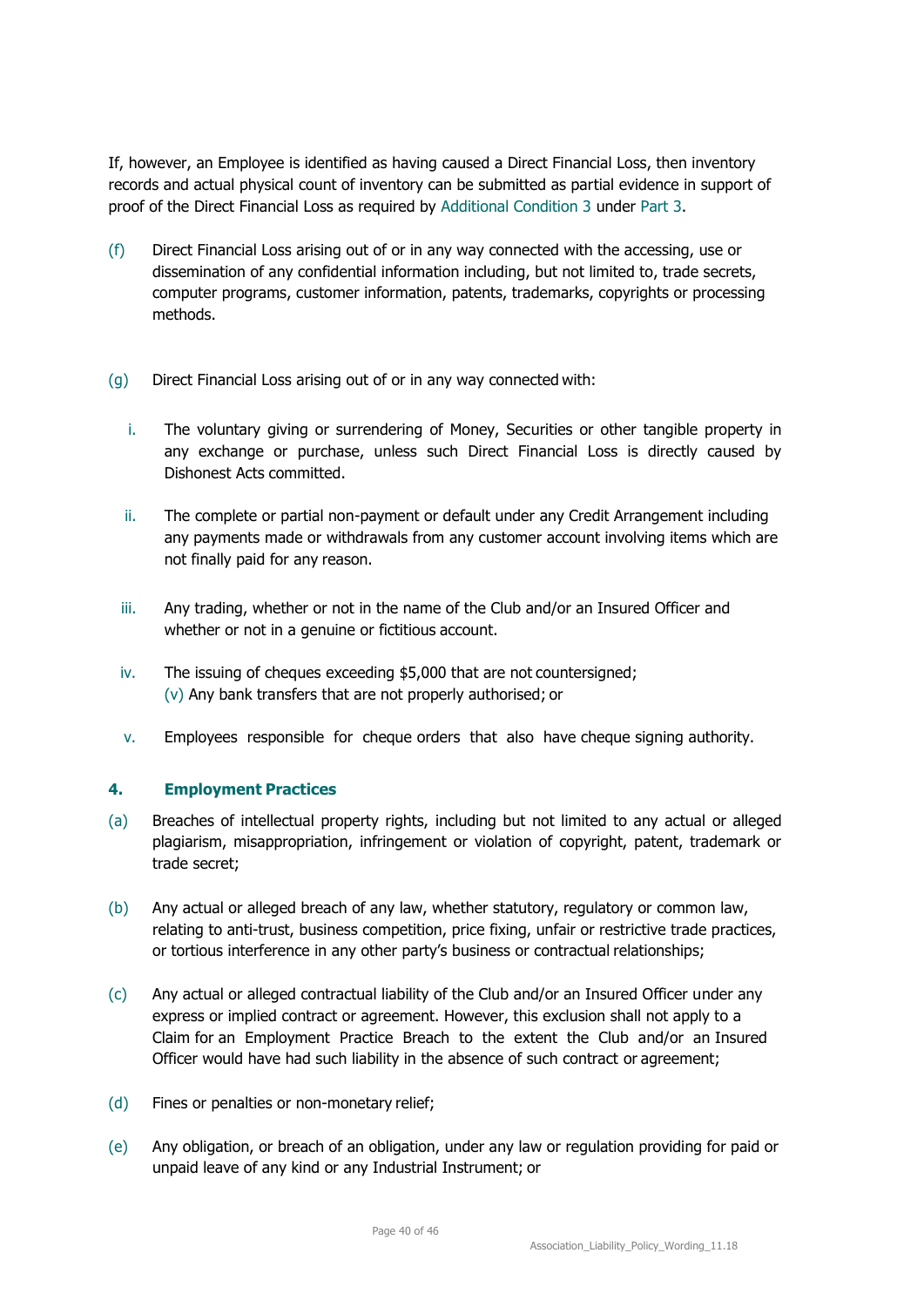If, however, an Employee is identified as having caused a Direct Financial Loss, then inventory records and actual physical count of inventory can be submitted as partial evidence in support of proof of the Direct Financial Loss as required by Additional Condition 3 under Part 3.

(f) Direct Financial Loss arising out of or in any way connected with the accessing, use or dissemination of any confidential information including, but not limited to, trade secrets, computer programs, customer information, patents, trademarks, copyrights or processing methods.

(g) Direct Financial Loss arising out of or in any way connected with:

i. The voluntary giving or surrendering of Money, Securities or other tangible property in any exchange or purchase, unless such Direct Financial Loss is directly caused by Dishonest Acts committed.

ii. The complete or partial non-payment or default under any Credit Arrangement including any payments made or withdrawals from any customer account involving items which are not finally paid for any reason.

iii. Any trading, whether or not in the name of the Club and/or an Insured Officer and whether or not in a genuine or fictitious account.

iv. The issuing of cheques exceeding $5,000 that are not countersigned;
(v) Any bank transfers that are not properly authorised; or

v. Employees responsible for cheque orders that also have cheque signing authority.

### 4. Employment Practices

(a) Breaches of intellectual property rights, including but not limited to any actual or alleged plagiarism, misappropriation, infringement or violation of copyright, patent, trademark or trade secret;

(b) Any actual or alleged breach of any law, whether statutory, regulatory or common law, relating to anti-trust, business competition, price fixing, unfair or restrictive trade practices, or tortious interference in any other party's business or contractual relationships;

(c) Any actual or alleged contractual liability of the Club and/or an Insured Officer under any express or implied contract or agreement. However, this exclusion shall not apply to a Claim for an Employment Practice Breach to the extent the Club and/or an Insured Officer would have had such liability in the absence of such contract or agreement;

(d) Fines or penalties or non-monetary relief;

(e) Any obligation, or breach of an obligation, under any law or regulation providing for paid or unpaid leave of any kind or any Industrial Instrument; or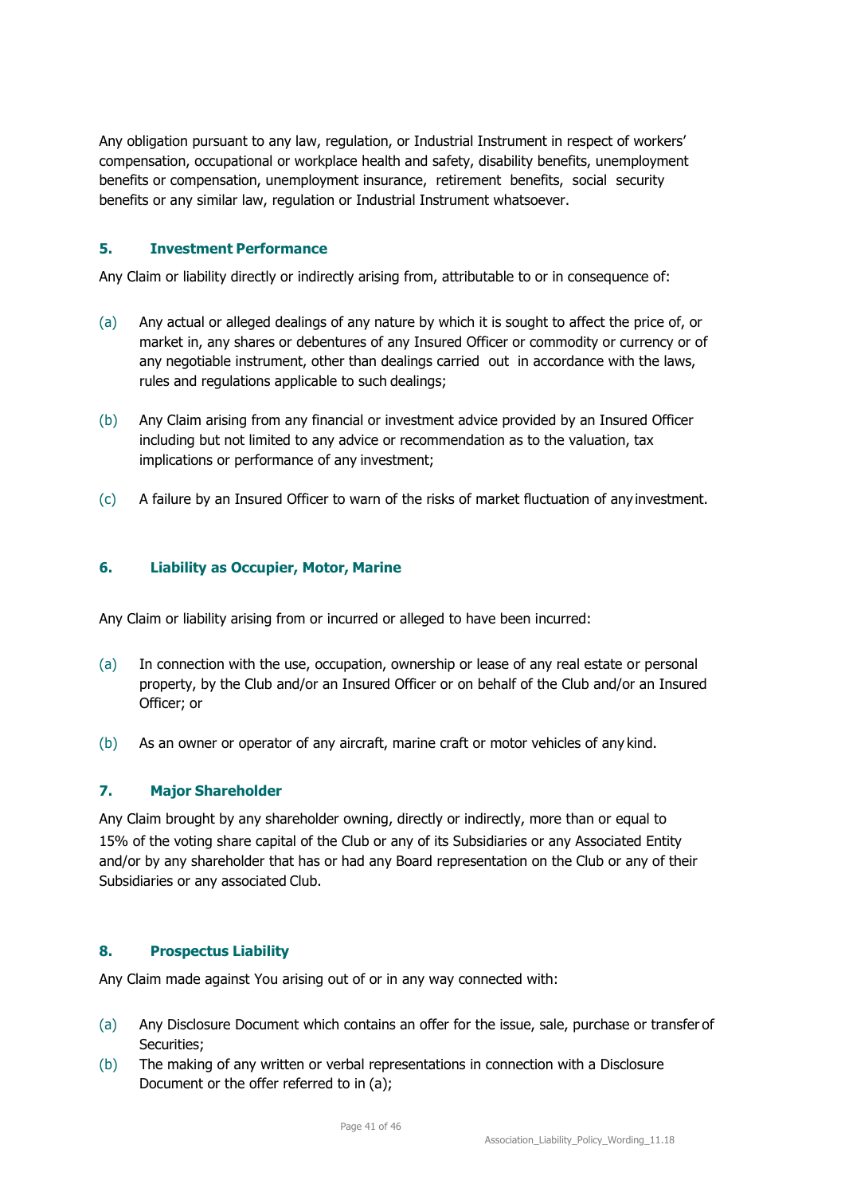Any obligation pursuant to any law, regulation, or Industrial Instrument in respect of workers' compensation, occupational or workplace health and safety, disability benefits, unemployment benefits or compensation, unemployment insurance, retirement benefits, social security benefits or any similar law, regulation or Industrial Instrument whatsoever.

### 5. Investment Performance

Any Claim or liability directly or indirectly arising from, attributable to or in consequence of:

(a) Any actual or alleged dealings of any nature by which it is sought to affect the price of, or market in, any shares or debentures of any Insured Officer or commodity or currency or of any negotiable instrument, other than dealings carried out in accordance with the laws, rules and regulations applicable to such dealings;

(b) Any Claim arising from any financial or investment advice provided by an Insured Officer including but not limited to any advice or recommendation as to the valuation, tax implications or performance of any investment;

(c) A failure by an Insured Officer to warn of the risks of market fluctuation of any investment.

### 6. Liability as Occupier, Motor, Marine

Any Claim or liability arising from or incurred or alleged to have been incurred:

(a) In connection with the use, occupation, ownership or lease of any real estate or personal property, by the Club and/or an Insured Officer or on behalf of the Club and/or an Insured Officer; or

(b) As an owner or operator of any aircraft, marine craft or motor vehicles of any kind.

### 7. Major Shareholder

Any Claim brought by any shareholder owning, directly or indirectly, more than or equal to 15% of the voting share capital of the Club or any of its Subsidiaries or any Associated Entity and/or by any shareholder that has or had any Board representation on the Club or any of their Subsidiaries or any associated Club.

### 8. Prospectus Liability

Any Claim made against You arising out of or in any way connected with:

(a) Any Disclosure Document which contains an offer for the issue, sale, purchase or transfer of Securities;

(b) The making of any written or verbal representations in connection with a Disclosure Document or the offer referred to in (a);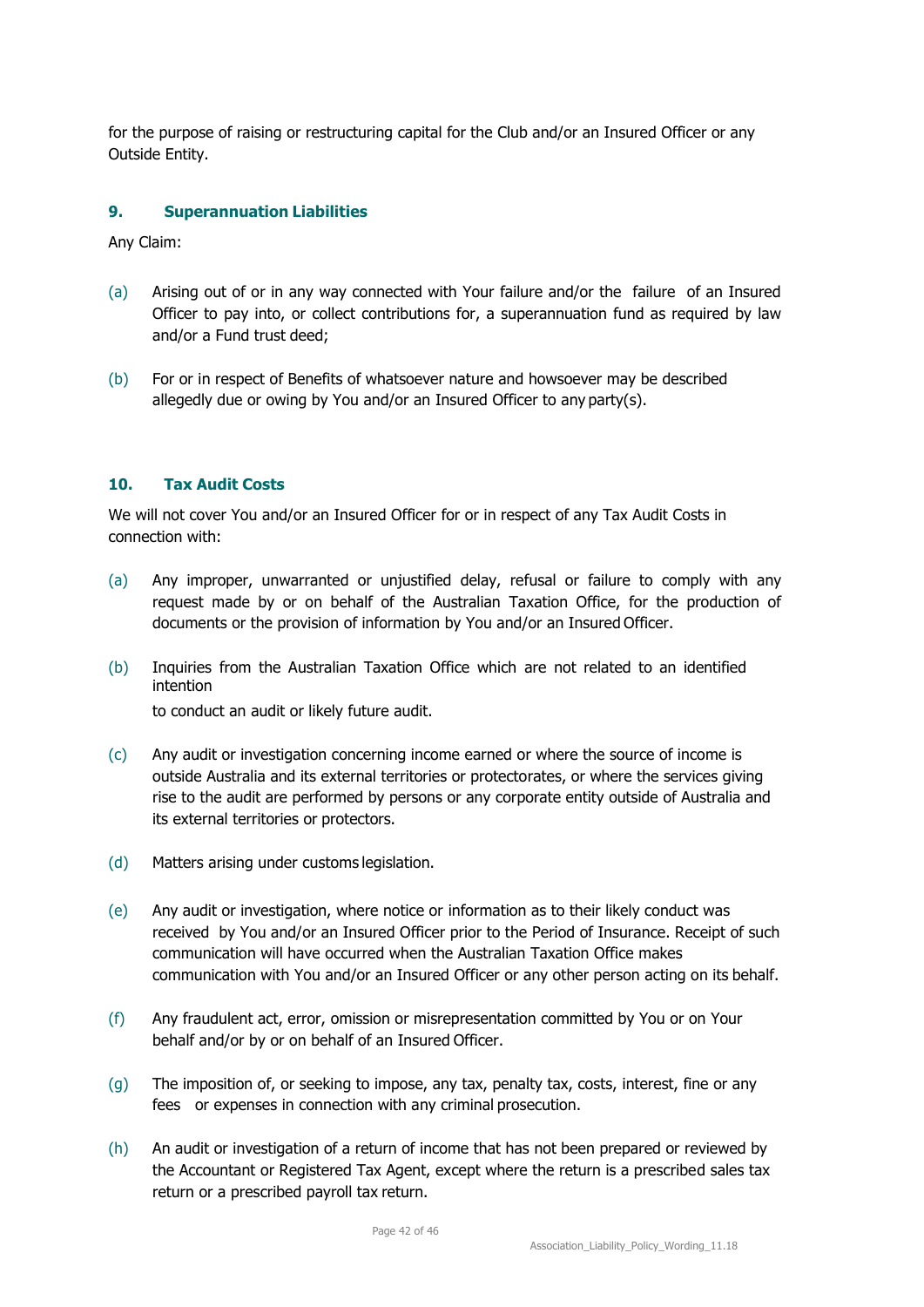for the purpose of raising or restructuring capital for the Club and/or an Insured Officer or any Outside Entity.

### 9. Superannuation Liabilities

Any Claim:

(a) Arising out of or in any way connected with Your failure and/or the failure of an Insured Officer to pay into, or collect contributions for, a superannuation fund as required by law and/or a Fund trust deed;

(b) For or in respect of Benefits of whatsoever nature and howsoever may be described allegedly due or owing by You and/or an Insured Officer to any party(s).

### 10. Tax Audit Costs

We will not cover You and/or an Insured Officer for or in respect of any Tax Audit Costs in connection with:

(a) Any improper, unwarranted or unjustified delay, refusal or failure to comply with any request made by or on behalf of the Australian Taxation Office, for the production of documents or the provision of information by You and/or an Insured Officer.

(b) Inquiries from the Australian Taxation Office which are not related to an identified intention to conduct an audit or likely future audit.

(c) Any audit or investigation concerning income earned or where the source of income is outside Australia and its external territories or protectorates, or where the services giving rise to the audit are performed by persons or any corporate entity outside of Australia and its external territories or protectors.

(d) Matters arising under customs legislation.

(e) Any audit or investigation, where notice or information as to their likely conduct was received by You and/or an Insured Officer prior to the Period of Insurance. Receipt of such communication will have occurred when the Australian Taxation Office makes communication with You and/or an Insured Officer or any other person acting on its behalf.

(f) Any fraudulent act, error, omission or misrepresentation committed by You or on Your behalf and/or by or on behalf of an Insured Officer.

(g) The imposition of, or seeking to impose, any tax, penalty tax, costs, interest, fine or any fees or expenses in connection with any criminal prosecution.

(h) An audit or investigation of a return of income that has not been prepared or reviewed by the Accountant or Registered Tax Agent, except where the return is a prescribed sales tax return or a prescribed payroll tax return.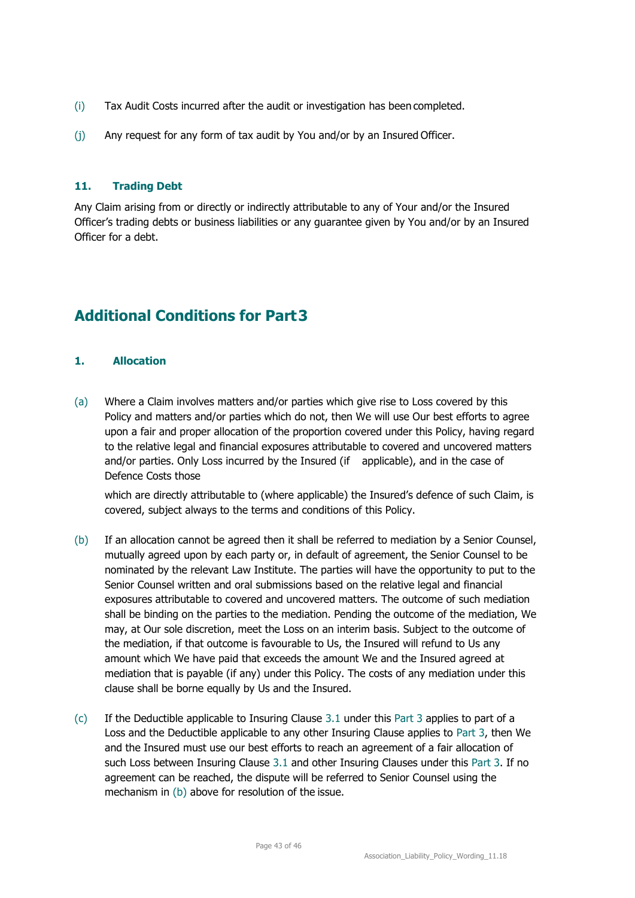(i) Tax Audit Costs incurred after the audit or investigation has been completed.

(j) Any request for any form of tax audit by You and/or by an Insured Officer.

### 11. Trading Debt

Any Claim arising from or directly or indirectly attributable to any of Your and/or the Insured Officer's trading debts or business liabilities or any guarantee given by You and/or by an Insured Officer for a debt.

## Additional Conditions for Part 3

### 1. Allocation

(a) Where a Claim involves matters and/or parties which give rise to Loss covered by this Policy and matters and/or parties which do not, then We will use Our best efforts to agree upon a fair and proper allocation of the proportion covered under this Policy, having regard to the relative legal and financial exposures attributable to covered and uncovered matters and/or parties. Only Loss incurred by the Insured (if applicable), and in the case of Defence Costs those which are directly attributable to (where applicable) the Insured's defence of such Claim, is covered, subject always to the terms and conditions of this Policy.

(b) If an allocation cannot be agreed then it shall be referred to mediation by a Senior Counsel, mutually agreed upon by each party or, in default of agreement, the Senior Counsel to be nominated by the relevant Law Institute. The parties will have the opportunity to put to the Senior Counsel written and oral submissions based on the relative legal and financial exposures attributable to covered and uncovered matters. The outcome of such mediation shall be binding on the parties to the mediation. Pending the outcome of the mediation, We may, at Our sole discretion, meet the Loss on an interim basis. Subject to the outcome of the mediation, if that outcome is favourable to Us, the Insured will refund to Us any amount which We have paid that exceeds the amount We and the Insured agreed at mediation that is payable (if any) under this Policy. The costs of any mediation under this clause shall be borne equally by Us and the Insured.

(c) If the Deductible applicable to Insuring Clause 3.1 under this Part 3 applies to part of a Loss and the Deductible applicable to any other Insuring Clause applies to Part 3, then We and the Insured must use our best efforts to reach an agreement of a fair allocation of such Loss between Insuring Clause 3.1 and other Insuring Clauses under this Part 3. If no agreement can be reached, the dispute will be referred to Senior Counsel using the mechanism in (b) above for resolution of the issue.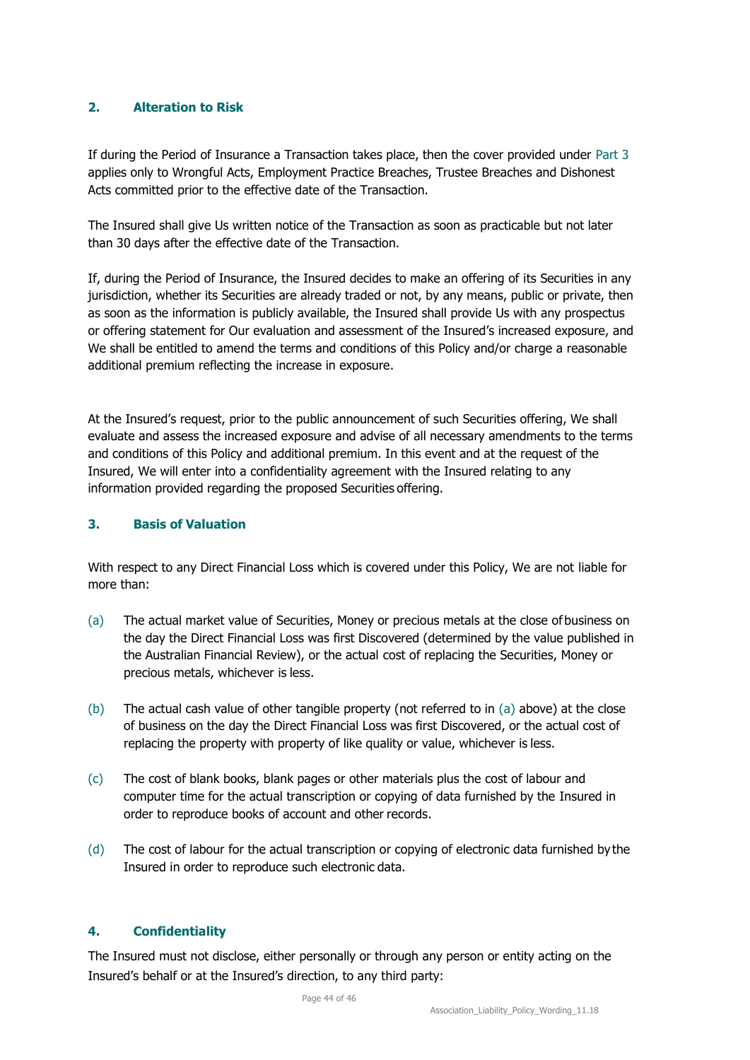## 2. Alteration to Risk

If during the Period of Insurance a Transaction takes place, then the cover provided under Part 3 applies only to Wrongful Acts, Employment Practice Breaches, Trustee Breaches and Dishonest Acts committed prior to the effective date of the Transaction.

The Insured shall give Us written notice of the Transaction as soon as practicable but not later than 30 days after the effective date of the Transaction.

If, during the Period of Insurance, the Insured decides to make an offering of its Securities in any jurisdiction, whether its Securities are already traded or not, by any means, public or private, then as soon as the information is publicly available, the Insured shall provide Us with any prospectus or offering statement for Our evaluation and assessment of the Insured's increased exposure, and We shall be entitled to amend the terms and conditions of this Policy and/or charge a reasonable additional premium reflecting the increase in exposure.

At the Insured's request, prior to the public announcement of such Securities offering, We shall evaluate and assess the increased exposure and advise of all necessary amendments to the terms and conditions of this Policy and additional premium. In this event and at the request of the Insured, We will enter into a confidentiality agreement with the Insured relating to any information provided regarding the proposed Securities offering.

## 3. Basis of Valuation

With respect to any Direct Financial Loss which is covered under this Policy, We are not liable for more than:

(a) The actual market value of Securities, Money or precious metals at the close of business on the day the Direct Financial Loss was first Discovered (determined by the value published in the Australian Financial Review), or the actual cost of replacing the Securities, Money or precious metals, whichever is less.

(b) The actual cash value of other tangible property (not referred to in (a) above) at the close of business on the day the Direct Financial Loss was first Discovered, or the actual cost of replacing the property with property of like quality or value, whichever is less.

(c) The cost of blank books, blank pages or other materials plus the cost of labour and computer time for the actual transcription or copying of data furnished by the Insured in order to reproduce books of account and other records.

(d) The cost of labour for the actual transcription or copying of electronic data furnished by the Insured in order to reproduce such electronic data.

## 4. Confidentiality

The Insured must not disclose, either personally or through any person or entity acting on the Insured's behalf or at the Insured's direction, to any third party: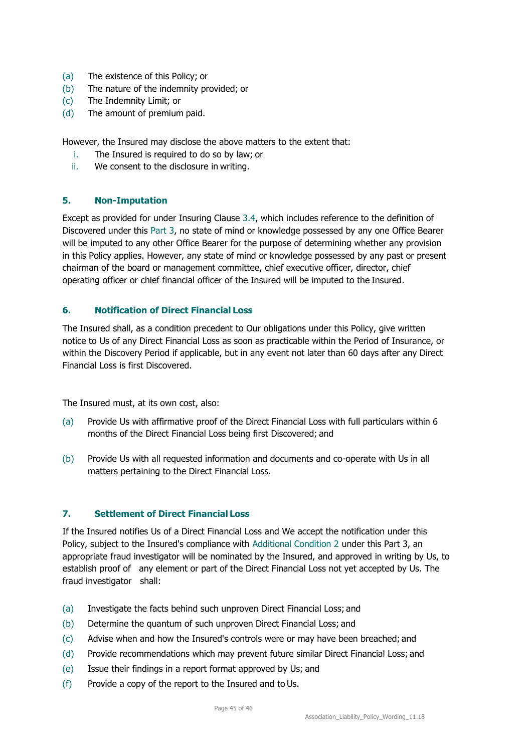(a) The existence of this Policy; or
(b) The nature of the indemnity provided; or
(c) The Indemnity Limit; or
(d) The amount of premium paid.

However, the Insured may disclose the above matters to the extent that:

i. The Insured is required to do so by law; or
ii. We consent to the disclosure in writing.

### 5. Non-Imputation

Except as provided for under Insuring Clause 3.4, which includes reference to the definition of Discovered under this Part 3, no state of mind or knowledge possessed by any one Office Bearer will be imputed to any other Office Bearer for the purpose of determining whether any provision in this Policy applies. However, any state of mind or knowledge possessed by any past or present chairman of the board or management committee, chief executive officer, director, chief operating officer or chief financial officer of the Insured will be imputed to the Insured.

### 6. Notification of Direct Financial Loss

The Insured shall, as a condition precedent to Our obligations under this Policy, give written notice to Us of any Direct Financial Loss as soon as practicable within the Period of Insurance, or within the Discovery Period if applicable, but in any event not later than 60 days after any Direct Financial Loss is first Discovered.

The Insured must, at its own cost, also:

(a) Provide Us with affirmative proof of the Direct Financial Loss with full particulars within 6 months of the Direct Financial Loss being first Discovered; and

(b) Provide Us with all requested information and documents and co-operate with Us in all matters pertaining to the Direct Financial Loss.

### 7. Settlement of Direct Financial Loss

If the Insured notifies Us of a Direct Financial Loss and We accept the notification under this Policy, subject to the Insured's compliance with Additional Condition 2 under this Part 3, an appropriate fraud investigator will be nominated by the Insured, and approved in writing by Us, to establish proof of any element or part of the Direct Financial Loss not yet accepted by Us. The fraud investigator shall:

(a) Investigate the facts behind such unproven Direct Financial Loss; and
(b) Determine the quantum of such unproven Direct Financial Loss; and
(c) Advise when and how the Insured's controls were or may have been breached; and
(d) Provide recommendations which may prevent future similar Direct Financial Loss; and
(e) Issue their findings in a report format approved by Us; and
(f) Provide a copy of the report to the Insured and to Us.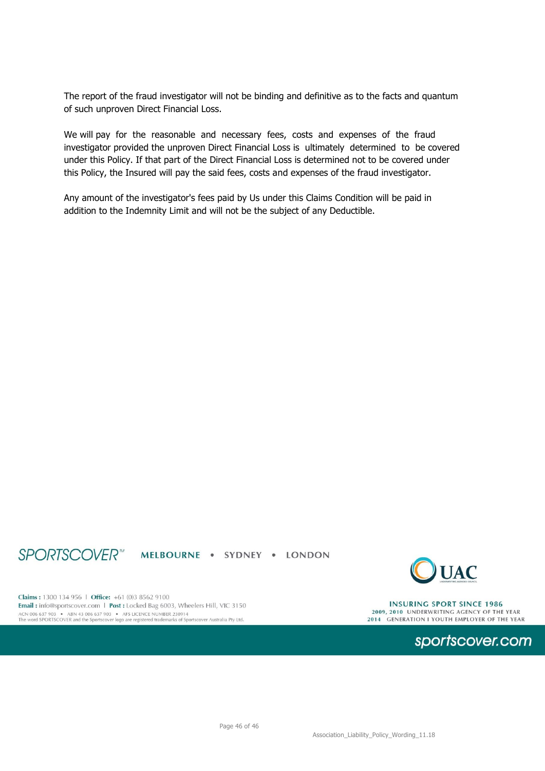The report of the fraud investigator will not be binding and definitive as to the facts and quantum of such unproven Direct Financial Loss.

We will pay for the reasonable and necessary fees, costs and expenses of the fraud investigator provided the unproven Direct Financial Loss is ultimately determined to be covered under this Policy. If that part of the Direct Financial Loss is determined not to be covered under this Policy, the Insured will pay the said fees, costs and expenses of the fraud investigator.

Any amount of the investigator's fees paid by Us under this Claims Condition will be paid in addition to the Indemnity Limit and will not be the subject of any Deductible.

SPORTSCOVER™ MELBOURNE • SYDNEY • LONDON

**Claims :** 1300 134 956 | **Office:** +61 (0)3 8562 9100
**Email :** info@sportscover.com | **Post :** Locked Bag 6003, Wheelers Hill, VIC 3150
ACN 006 637 903 • ABN 43 006 637 903 • AFS LICENCE NUMBER 230914
The word SPORTSCOVER and the Sportscover logo are registered trademarks of Sportscover Australia Pty Ltd.

UAC

INSURING SPORT SINCE 1986
2009, 2010 UNDERWRITING AGENCY OF THE YEAR
2014 GENERATION I YOUTH EMPLOYER OF THE YEAR

sportscover.com